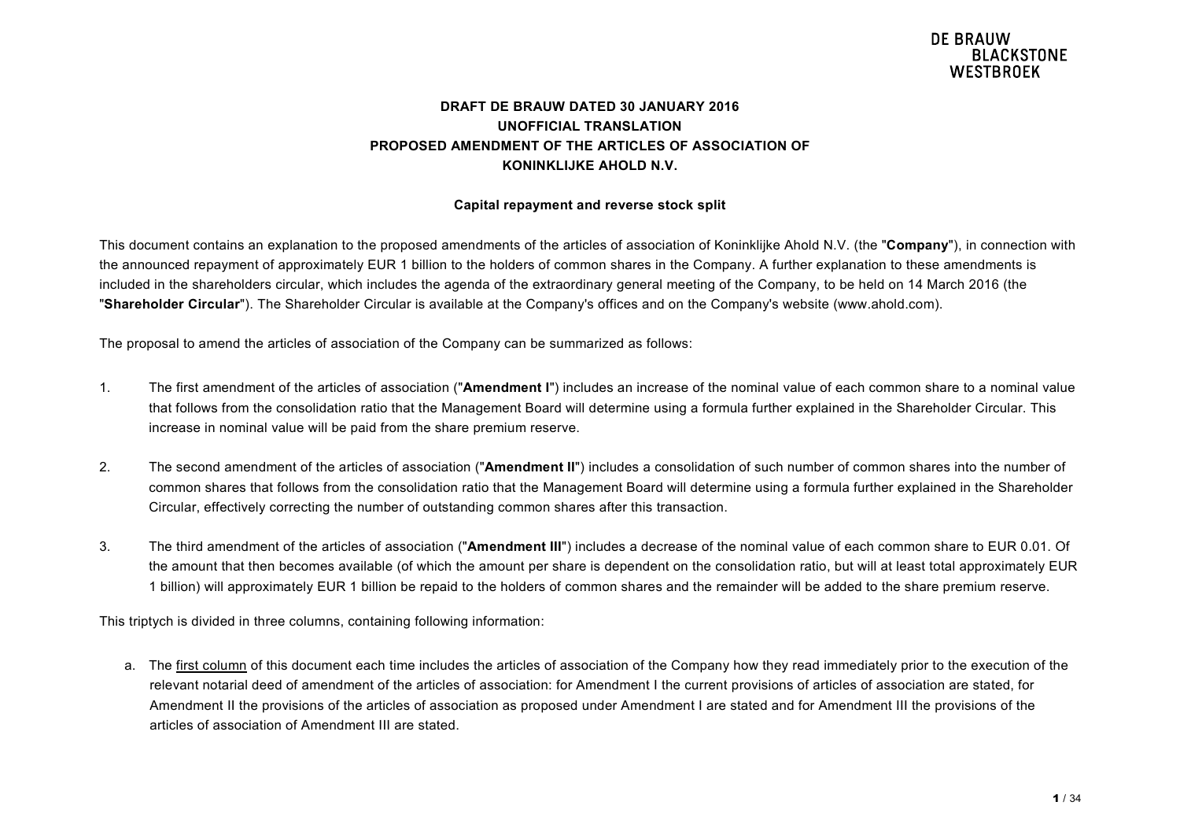**DRAFT DE BRAUW DATED 30 JANUARY 2016**
**UNOFFICIAL TRANSLATION**
**PROPOSED AMENDMENT OF THE ARTICLES OF ASSOCIATION OF**
**KONINKLIJKE AHOLD N.V.**

**Capital repayment and reverse stock split**

This document contains an explanation to the proposed amendments of the articles of association of Koninklijke Ahold N.V. (the "**Company**"), in connection with the announced repayment of approximately EUR 1 billion to the holders of common shares in the Company. A further explanation to these amendments is included in the shareholders circular, which includes the agenda of the extraordinary general meeting of the Company, to be held on 14 March 2016 (the "**Shareholder Circular**"). The Shareholder Circular is available at the Company's offices and on the Company's website (www.ahold.com).

The proposal to amend the articles of association of the Company can be summarized as follows:

1. The first amendment of the articles of association ("**Amendment I**") includes an increase of the nominal value of each common share to a nominal value that follows from the consolidation ratio that the Management Board will determine using a formula further explained in the Shareholder Circular. This increase in nominal value will be paid from the share premium reserve.

2. The second amendment of the articles of association ("**Amendment II**") includes a consolidation of such number of common shares into the number of common shares that follows from the consolidation ratio that the Management Board will determine using a formula further explained in the Shareholder Circular, effectively correcting the number of outstanding common shares after this transaction.

3. The third amendment of the articles of association ("**Amendment III**") includes a decrease of the nominal value of each common share to EUR 0.01. Of the amount that then becomes available (of which the amount per share is dependent on the consolidation ratio, but will at least total approximately EUR 1 billion) will approximately EUR 1 billion be repaid to the holders of common shares and the remainder will be added to the share premium reserve.

This triptych is divided in three columns, containing following information:

a. The first column of this document each time includes the articles of association of the Company how they read immediately prior to the execution of the relevant notarial deed of amendment of the articles of association: for Amendment I the current provisions of articles of association are stated, for Amendment II the provisions of the articles of association as proposed under Amendment I are stated and for Amendment III the provisions of the articles of association of Amendment III are stated.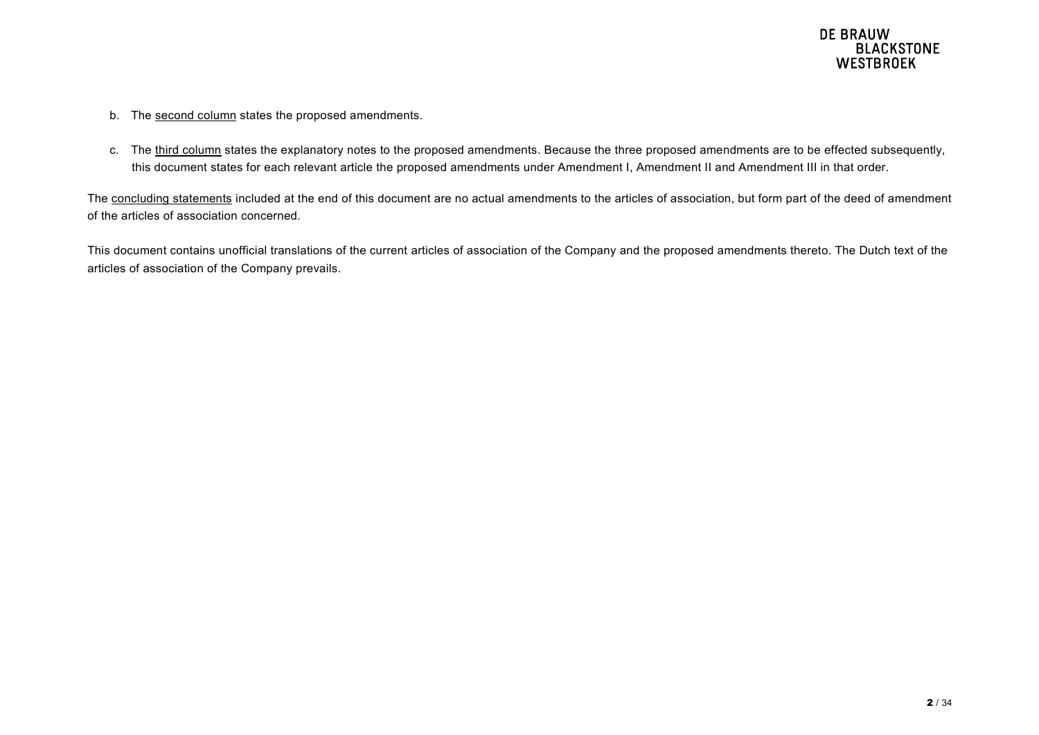b. The <u>second column</u> states the proposed amendments.

c. The <u>third column</u> states the explanatory notes to the proposed amendments. Because the three proposed amendments are to be effected subsequently, this document states for each relevant article the proposed amendments under Amendment I, Amendment II and Amendment III in that order.

The <u>concluding statements</u> included at the end of this document are no actual amendments to the articles of association, but form part of the deed of amendment of the articles of association concerned.

This document contains unofficial translations of the current articles of association of the Company and the proposed amendments thereto. The Dutch text of the articles of association of the Company prevails.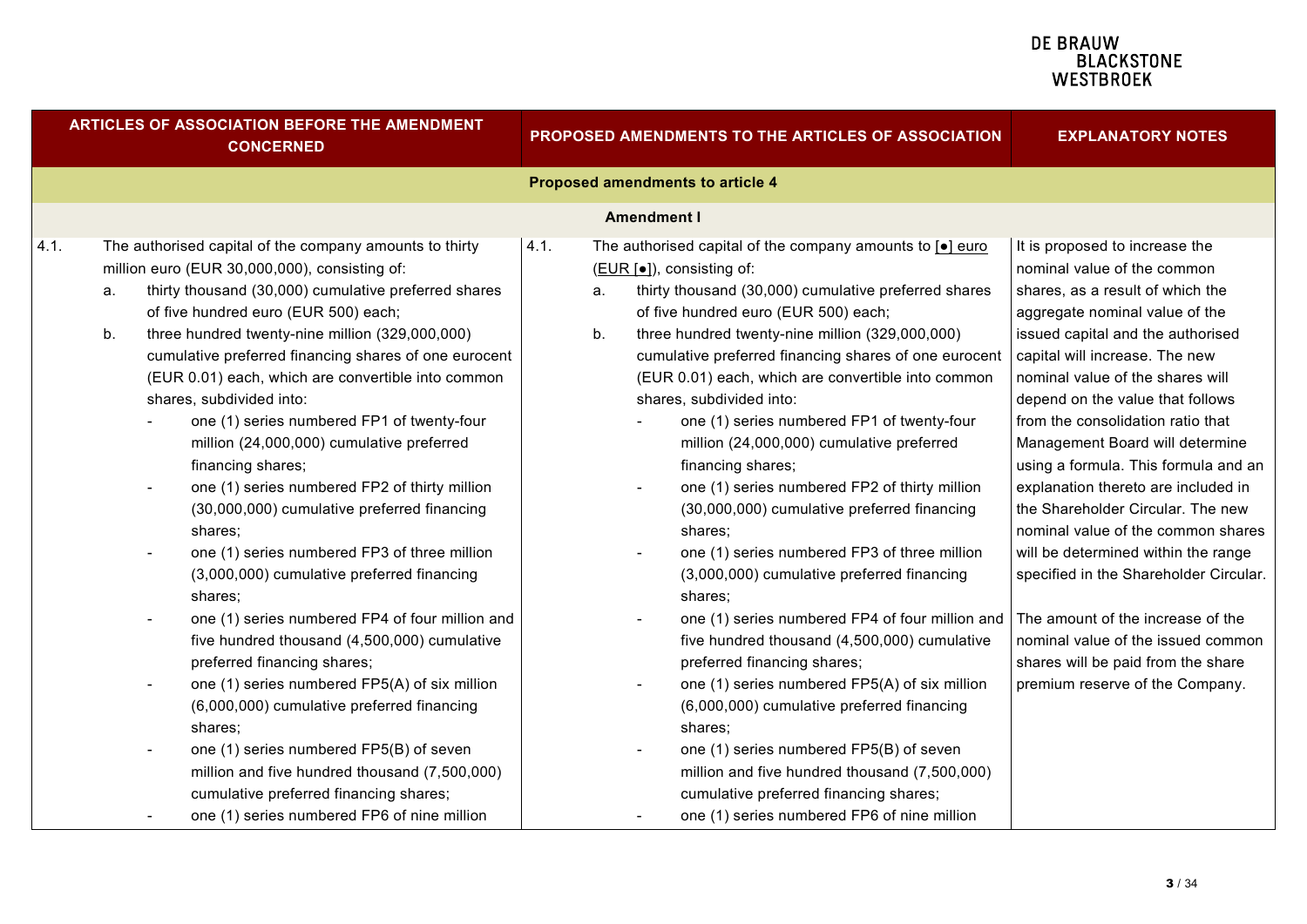| ARTICLES OF ASSOCIATION BEFORE THE AMENDMENT CONCERNED | PROPOSED AMENDMENTS TO THE ARTICLES OF ASSOCIATION | EXPLANATORY NOTES |
|---|---|---|
| **Proposed amendments to article 4** | | |
| **Amendment I** | | |
| 4.1. The authorised capital of the company amounts to thirty million euro (EUR 30,000,000), consisting of:<br>a. thirty thousand (30,000) cumulative preferred shares of five hundred euro (EUR 500) each;<br>b. three hundred twenty-nine million (329,000,000) cumulative preferred financing shares of one eurocent (EUR 0.01) each, which are convertible into common shares, subdivided into:<br>- one (1) series numbered FP1 of twenty-four million (24,000,000) cumulative preferred financing shares;<br>- one (1) series numbered FP2 of thirty million (30,000,000) cumulative preferred financing shares;<br>- one (1) series numbered FP3 of three million (3,000,000) cumulative preferred financing shares;<br>- one (1) series numbered FP4 of four million and five hundred thousand (4,500,000) cumulative preferred financing shares;<br>- one (1) series numbered FP5(A) of six million (6,000,000) cumulative preferred financing shares;<br>- one (1) series numbered FP5(B) of seven million and five hundred thousand (7,500,000) cumulative preferred financing shares;<br>- one (1) series numbered FP6 of nine million | 4.1. The authorised capital of the company amounts to [●] euro (EUR [●]), consisting of:<br>a. thirty thousand (30,000) cumulative preferred shares of five hundred euro (EUR 500) each;<br>b. three hundred twenty-nine million (329,000,000) cumulative preferred financing shares of one eurocent (EUR 0.01) each, which are convertible into common shares, subdivided into:<br>- one (1) series numbered FP1 of twenty-four million (24,000,000) cumulative preferred financing shares;<br>- one (1) series numbered FP2 of thirty million (30,000,000) cumulative preferred financing shares;<br>- one (1) series numbered FP3 of three million (3,000,000) cumulative preferred financing shares;<br>- one (1) series numbered FP4 of four million and five hundred thousand (4,500,000) cumulative preferred financing shares;<br>- one (1) series numbered FP5(A) of six million (6,000,000) cumulative preferred financing shares;<br>- one (1) series numbered FP5(B) of seven million and five hundred thousand (7,500,000) cumulative preferred financing shares;<br>- one (1) series numbered FP6 of nine million | It is proposed to increase the nominal value of the common shares, as a result of which the aggregate nominal value of the issued capital and the authorised capital will increase. The new nominal value of the shares will depend on the value that follows from the consolidation ratio that Management Board will determine using a formula. This formula and an explanation thereto are included in the Shareholder Circular. The new nominal value of the common shares will be determined within the range specified in the Shareholder Circular.<br><br>The amount of the increase of the nominal value of the issued common shares will be paid from the share premium reserve of the Company. |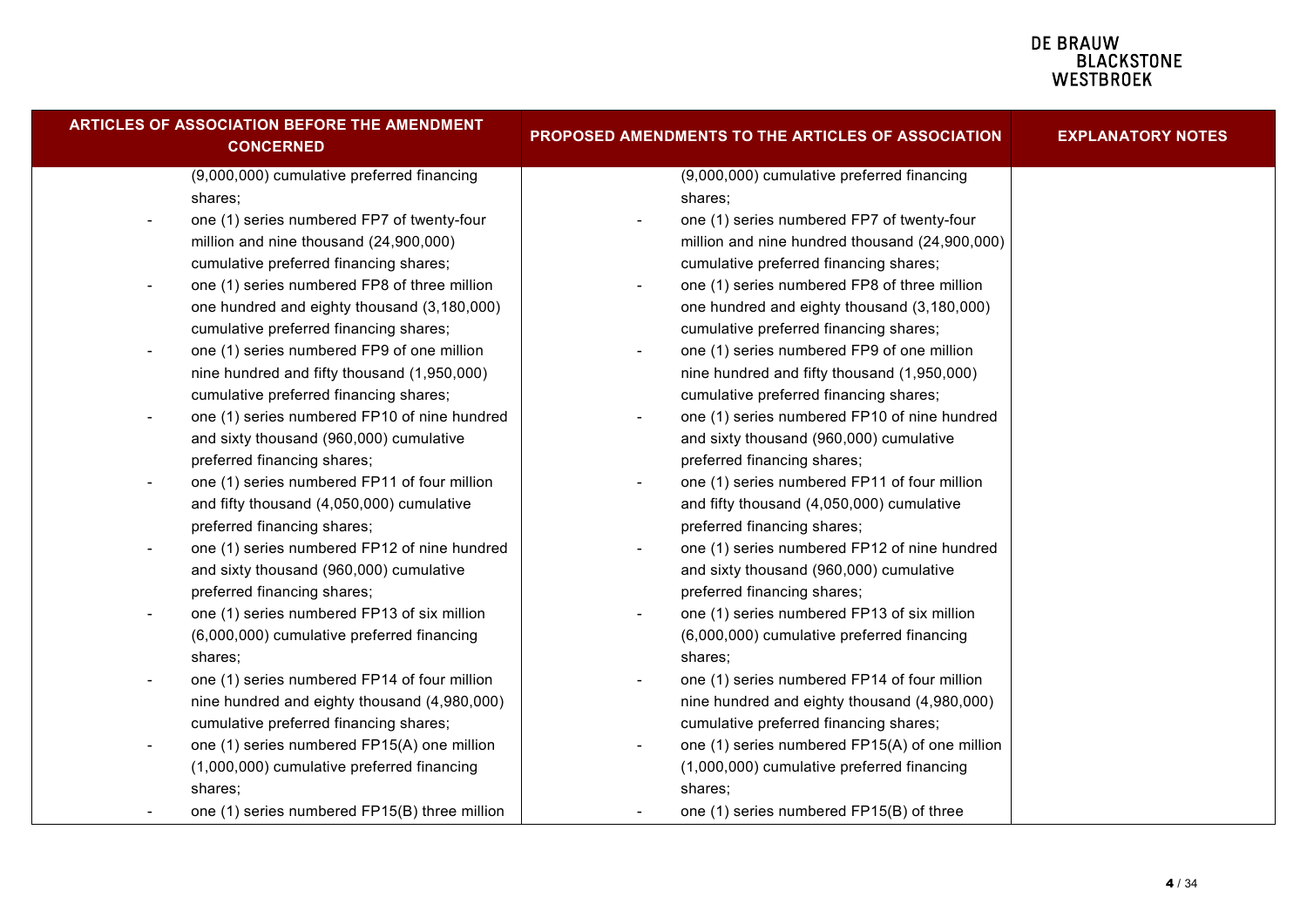| ARTICLES OF ASSOCIATION BEFORE THE AMENDMENT CONCERNED | PROPOSED AMENDMENTS TO THE ARTICLES OF ASSOCIATION | EXPLANATORY NOTES |
|---|---|---|
| (9,000,000) cumulative preferred financing shares;<br>- one (1) series numbered FP7 of twenty-four million and nine thousand (24,900,000) cumulative preferred financing shares;<br>- one (1) series numbered FP8 of three million one hundred and eighty thousand (3,180,000) cumulative preferred financing shares;<br>- one (1) series numbered FP9 of one million nine hundred and fifty thousand (1,950,000) cumulative preferred financing shares;<br>- one (1) series numbered FP10 of nine hundred and sixty thousand (960,000) cumulative preferred financing shares;<br>- one (1) series numbered FP11 of four million and fifty thousand (4,050,000) cumulative preferred financing shares;<br>- one (1) series numbered FP12 of nine hundred and sixty thousand (960,000) cumulative preferred financing shares;<br>- one (1) series numbered FP13 of six million (6,000,000) cumulative preferred financing shares;<br>- one (1) series numbered FP14 of four million nine hundred and eighty thousand (4,980,000) cumulative preferred financing shares;<br>- one (1) series numbered FP15(A) one million (1,000,000) cumulative preferred financing shares;<br>- one (1) series numbered FP15(B) three million | (9,000,000) cumulative preferred financing shares;<br>- one (1) series numbered FP7 of twenty-four million and nine hundred thousand (24,900,000) cumulative preferred financing shares;<br>- one (1) series numbered FP8 of three million one hundred and eighty thousand (3,180,000) cumulative preferred financing shares;<br>- one (1) series numbered FP9 of one million nine hundred and fifty thousand (1,950,000) cumulative preferred financing shares;<br>- one (1) series numbered FP10 of nine hundred and sixty thousand (960,000) cumulative preferred financing shares;<br>- one (1) series numbered FP11 of four million and fifty thousand (4,050,000) cumulative preferred financing shares;<br>- one (1) series numbered FP12 of nine hundred and sixty thousand (960,000) cumulative preferred financing shares;<br>- one (1) series numbered FP13 of six million (6,000,000) cumulative preferred financing shares;<br>- one (1) series numbered FP14 of four million nine hundred and eighty thousand (4,980,000) cumulative preferred financing shares;<br>- one (1) series numbered FP15(A) of one million (1,000,000) cumulative preferred financing shares;<br>- one (1) series numbered FP15(B) of three | |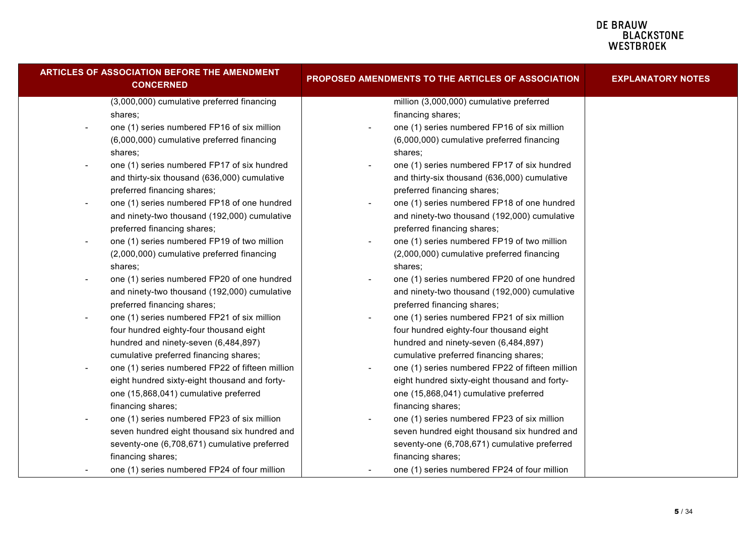| ARTICLES OF ASSOCIATION BEFORE THE AMENDMENT CONCERNED | PROPOSED AMENDMENTS TO THE ARTICLES OF ASSOCIATION | EXPLANATORY NOTES |
|---|---|---|
| (3,000,000) cumulative preferred financing shares;<br>- one (1) series numbered FP16 of six million (6,000,000) cumulative preferred financing shares;<br>- one (1) series numbered FP17 of six hundred and thirty-six thousand (636,000) cumulative preferred financing shares;<br>- one (1) series numbered FP18 of one hundred and ninety-two thousand (192,000) cumulative preferred financing shares;<br>- one (1) series numbered FP19 of two million (2,000,000) cumulative preferred financing shares;<br>- one (1) series numbered FP20 of one hundred and ninety-two thousand (192,000) cumulative preferred financing shares;<br>- one (1) series numbered FP21 of six million four hundred eighty-four thousand eight hundred and ninety-seven (6,484,897) cumulative preferred financing shares;<br>- one (1) series numbered FP22 of fifteen million eight hundred sixty-eight thousand and forty-one (15,868,041) cumulative preferred financing shares;<br>- one (1) series numbered FP23 of six million seven hundred eight thousand six hundred and seventy-one (6,708,671) cumulative preferred financing shares;<br>- one (1) series numbered FP24 of four million | million (3,000,000) cumulative preferred financing shares;<br>- one (1) series numbered FP16 of six million (6,000,000) cumulative preferred financing shares;<br>- one (1) series numbered FP17 of six hundred and thirty-six thousand (636,000) cumulative preferred financing shares;<br>- one (1) series numbered FP18 of one hundred and ninety-two thousand (192,000) cumulative preferred financing shares;<br>- one (1) series numbered FP19 of two million (2,000,000) cumulative preferred financing shares;<br>- one (1) series numbered FP20 of one hundred and ninety-two thousand (192,000) cumulative preferred financing shares;<br>- one (1) series numbered FP21 of six million four hundred eighty-four thousand eight hundred and ninety-seven (6,484,897) cumulative preferred financing shares;<br>- one (1) series numbered FP22 of fifteen million eight hundred sixty-eight thousand and forty-one (15,868,041) cumulative preferred financing shares;<br>- one (1) series numbered FP23 of six million seven hundred eight thousand six hundred and seventy-one (6,708,671) cumulative preferred financing shares;<br>- one (1) series numbered FP24 of four million | |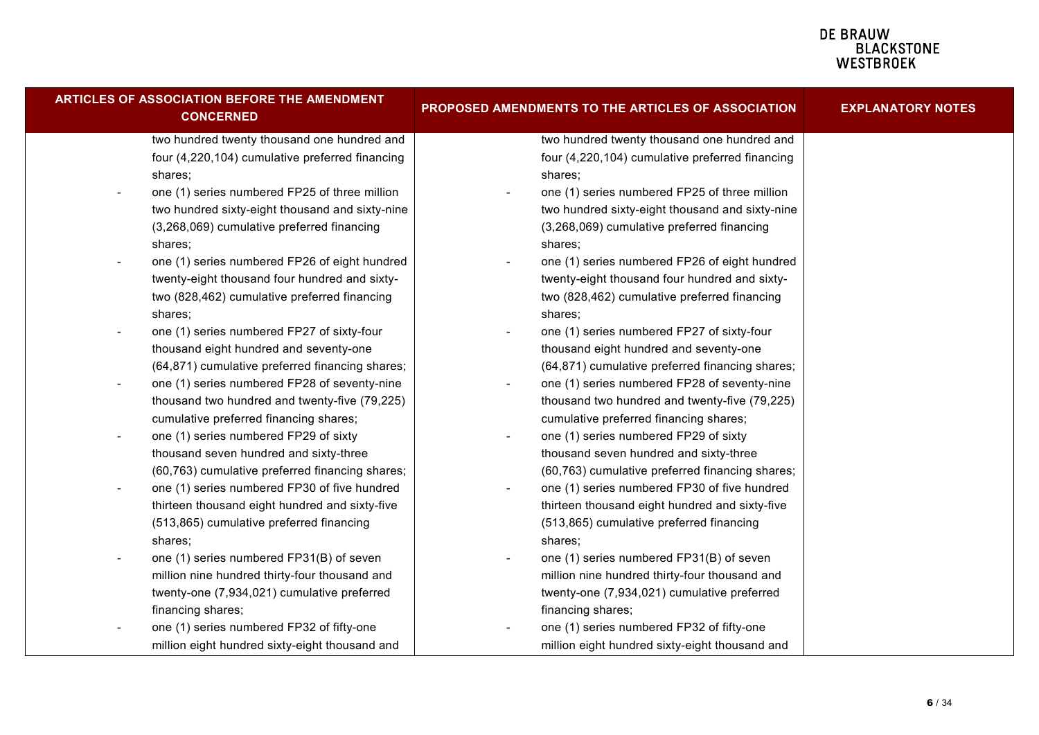| ARTICLES OF ASSOCIATION BEFORE THE AMENDMENT CONCERNED | PROPOSED AMENDMENTS TO THE ARTICLES OF ASSOCIATION | EXPLANATORY NOTES |
|---|---|---|
| two hundred twenty thousand one hundred and four (4,220,104) cumulative preferred financing shares;<br>- one (1) series numbered FP25 of three million two hundred sixty-eight thousand and sixty-nine (3,268,069) cumulative preferred financing shares;<br>- one (1) series numbered FP26 of eight hundred twenty-eight thousand four hundred and sixty-two (828,462) cumulative preferred financing shares;<br>- one (1) series numbered FP27 of sixty-four thousand eight hundred and seventy-one (64,871) cumulative preferred financing shares;<br>- one (1) series numbered FP28 of seventy-nine thousand two hundred and twenty-five (79,225) cumulative preferred financing shares;<br>- one (1) series numbered FP29 of sixty thousand seven hundred and sixty-three (60,763) cumulative preferred financing shares;<br>- one (1) series numbered FP30 of five hundred thirteen thousand eight hundred and sixty-five (513,865) cumulative preferred financing shares;<br>- one (1) series numbered FP31(B) of seven million nine hundred thirty-four thousand and twenty-one (7,934,021) cumulative preferred financing shares;<br>- one (1) series numbered FP32 of fifty-one million eight hundred sixty-eight thousand and | two hundred twenty thousand one hundred and four (4,220,104) cumulative preferred financing shares;<br>- one (1) series numbered FP25 of three million two hundred sixty-eight thousand and sixty-nine (3,268,069) cumulative preferred financing shares;<br>- one (1) series numbered FP26 of eight hundred twenty-eight thousand four hundred and sixty-two (828,462) cumulative preferred financing shares;<br>- one (1) series numbered FP27 of sixty-four thousand eight hundred and seventy-one (64,871) cumulative preferred financing shares;<br>- one (1) series numbered FP28 of seventy-nine thousand two hundred and twenty-five (79,225) cumulative preferred financing shares;<br>- one (1) series numbered FP29 of sixty thousand seven hundred and sixty-three (60,763) cumulative preferred financing shares;<br>- one (1) series numbered FP30 of five hundred thirteen thousand eight hundred and sixty-five (513,865) cumulative preferred financing shares;<br>- one (1) series numbered FP31(B) of seven million nine hundred thirty-four thousand and twenty-one (7,934,021) cumulative preferred financing shares;<br>- one (1) series numbered FP32 of fifty-one million eight hundred sixty-eight thousand and | |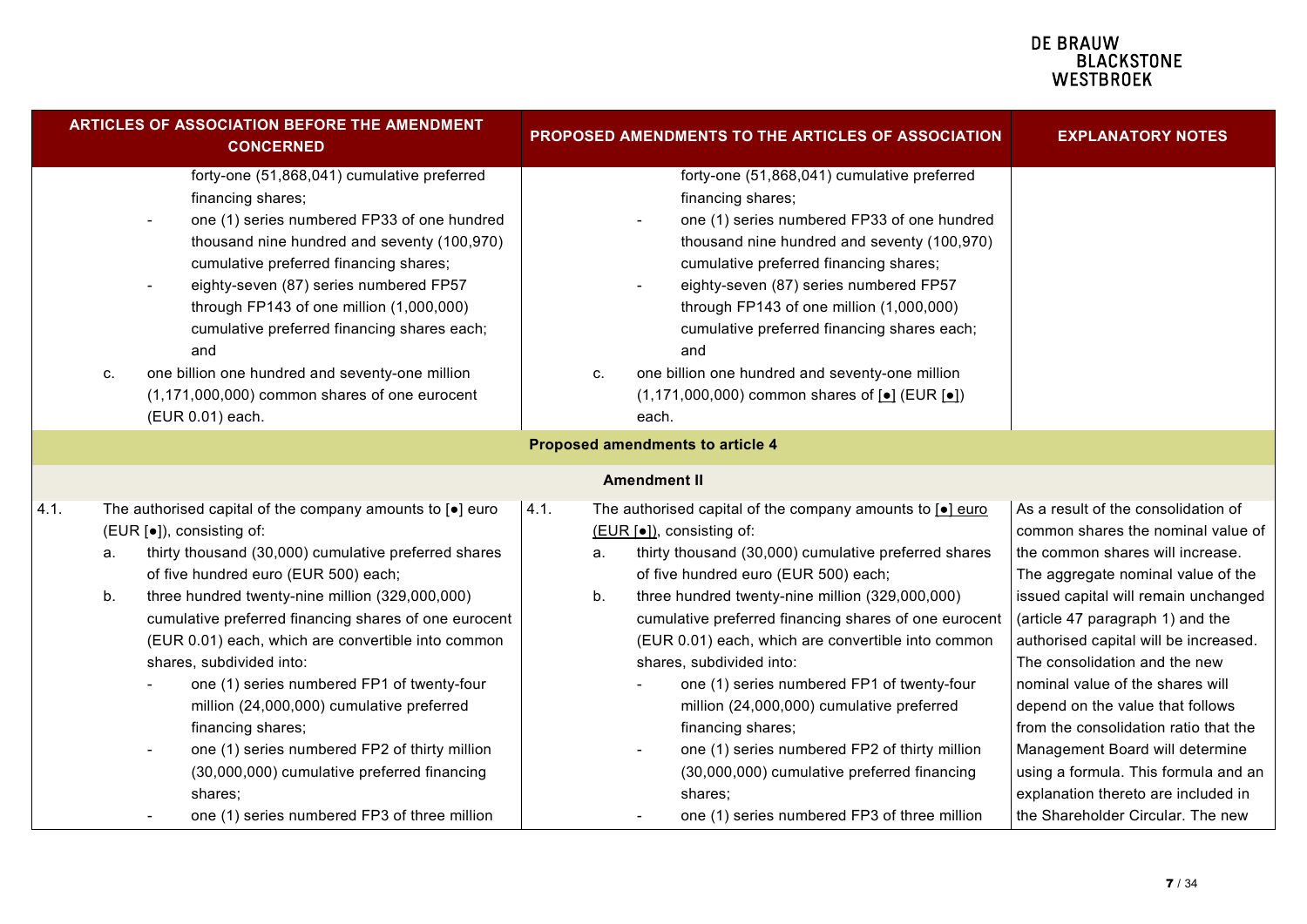| ARTICLES OF ASSOCIATION BEFORE THE AMENDMENT CONCERNED | PROPOSED AMENDMENTS TO THE ARTICLES OF ASSOCIATION | EXPLANATORY NOTES |
|---|---|---|
| forty-one (51,868,041) cumulative preferred financing shares;<br>- one (1) series numbered FP33 of one hundred thousand nine hundred and seventy (100,970) cumulative preferred financing shares;<br>- eighty-seven (87) series numbered FP57 through FP143 of one million (1,000,000) cumulative preferred financing shares each; and<br>c. one billion one hundred and seventy-one million (1,171,000,000) common shares of one eurocent (EUR 0.01) each. | forty-one (51,868,041) cumulative preferred financing shares;<br>- one (1) series numbered FP33 of one hundred thousand nine hundred and seventy (100,970) cumulative preferred financing shares;<br>- eighty-seven (87) series numbered FP57 through FP143 of one million (1,000,000) cumulative preferred financing shares each; and<br>c. one billion one hundred and seventy-one million (1,171,000,000) common shares of [●] (EUR [●]) each. | |
| | **Proposed amendments to article 4** | |
| | **Amendment II** | |
| 4.1. The authorised capital of the company amounts to [●] euro (EUR [●]), consisting of:<br>a. thirty thousand (30,000) cumulative preferred shares of five hundred euro (EUR 500) each;<br>b. three hundred twenty-nine million (329,000,000) cumulative preferred financing shares of one eurocent (EUR 0.01) each, which are convertible into common shares, subdivided into:<br>- one (1) series numbered FP1 of twenty-four million (24,000,000) cumulative preferred financing shares;<br>- one (1) series numbered FP2 of thirty million (30,000,000) cumulative preferred financing shares;<br>- one (1) series numbered FP3 of three million | 4.1. The authorised capital of the company amounts to [●] euro (EUR [●]), consisting of:<br>a. thirty thousand (30,000) cumulative preferred shares of five hundred euro (EUR 500) each;<br>b. three hundred twenty-nine million (329,000,000) cumulative preferred financing shares of one eurocent (EUR 0.01) each, which are convertible into common shares, subdivided into:<br>- one (1) series numbered FP1 of twenty-four million (24,000,000) cumulative preferred financing shares;<br>- one (1) series numbered FP2 of thirty million (30,000,000) cumulative preferred financing shares;<br>- one (1) series numbered FP3 of three million | As a result of the consolidation of common shares the nominal value of the common shares will increase. The aggregate nominal value of the issued capital will remain unchanged (article 47 paragraph 1) and the authorised capital will be increased. The consolidation and the new nominal value of the shares will depend on the value that follows from the consolidation ratio that the Management Board will determine using a formula. This formula and an explanation thereto are included in the Shareholder Circular. The new |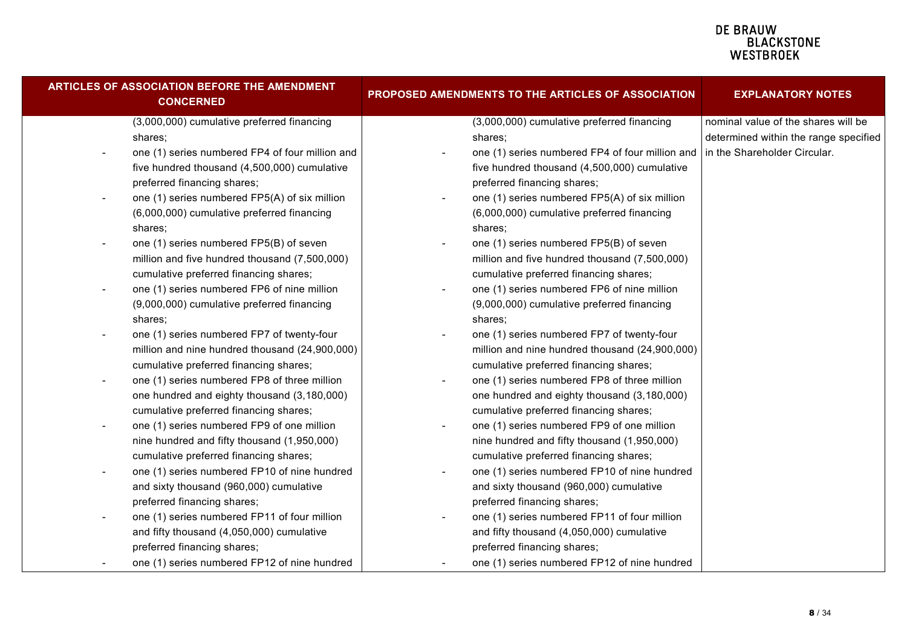| ARTICLES OF ASSOCIATION BEFORE THE AMENDMENT CONCERNED | PROPOSED AMENDMENTS TO THE ARTICLES OF ASSOCIATION | EXPLANATORY NOTES |
|---|---|---|
| (3,000,000) cumulative preferred financing shares;<br>- one (1) series numbered FP4 of four million and five hundred thousand (4,500,000) cumulative preferred financing shares;<br>- one (1) series numbered FP5(A) of six million (6,000,000) cumulative preferred financing shares;<br>- one (1) series numbered FP5(B) of seven million and five hundred thousand (7,500,000) cumulative preferred financing shares;<br>- one (1) series numbered FP6 of nine million (9,000,000) cumulative preferred financing shares;<br>- one (1) series numbered FP7 of twenty-four million and nine hundred thousand (24,900,000) cumulative preferred financing shares;<br>- one (1) series numbered FP8 of three million one hundred and eighty thousand (3,180,000) cumulative preferred financing shares;<br>- one (1) series numbered FP9 of one million nine hundred and fifty thousand (1,950,000) cumulative preferred financing shares;<br>- one (1) series numbered FP10 of nine hundred and sixty thousand (960,000) cumulative preferred financing shares;<br>- one (1) series numbered FP11 of four million and fifty thousand (4,050,000) cumulative preferred financing shares;<br>- one (1) series numbered FP12 of nine hundred | (3,000,000) cumulative preferred financing shares;<br>- one (1) series numbered FP4 of four million and five hundred thousand (4,500,000) cumulative preferred financing shares;<br>- one (1) series numbered FP5(A) of six million (6,000,000) cumulative preferred financing shares;<br>- one (1) series numbered FP5(B) of seven million and five hundred thousand (7,500,000) cumulative preferred financing shares;<br>- one (1) series numbered FP6 of nine million (9,000,000) cumulative preferred financing shares;<br>- one (1) series numbered FP7 of twenty-four million and nine hundred thousand (24,900,000) cumulative preferred financing shares;<br>- one (1) series numbered FP8 of three million one hundred and eighty thousand (3,180,000) cumulative preferred financing shares;<br>- one (1) series numbered FP9 of one million nine hundred and fifty thousand (1,950,000) cumulative preferred financing shares;<br>- one (1) series numbered FP10 of nine hundred and sixty thousand (960,000) cumulative preferred financing shares;<br>- one (1) series numbered FP11 of four million and fifty thousand (4,050,000) cumulative preferred financing shares;<br>- one (1) series numbered FP12 of nine hundred | nominal value of the shares will be determined within the range specified in the Shareholder Circular. |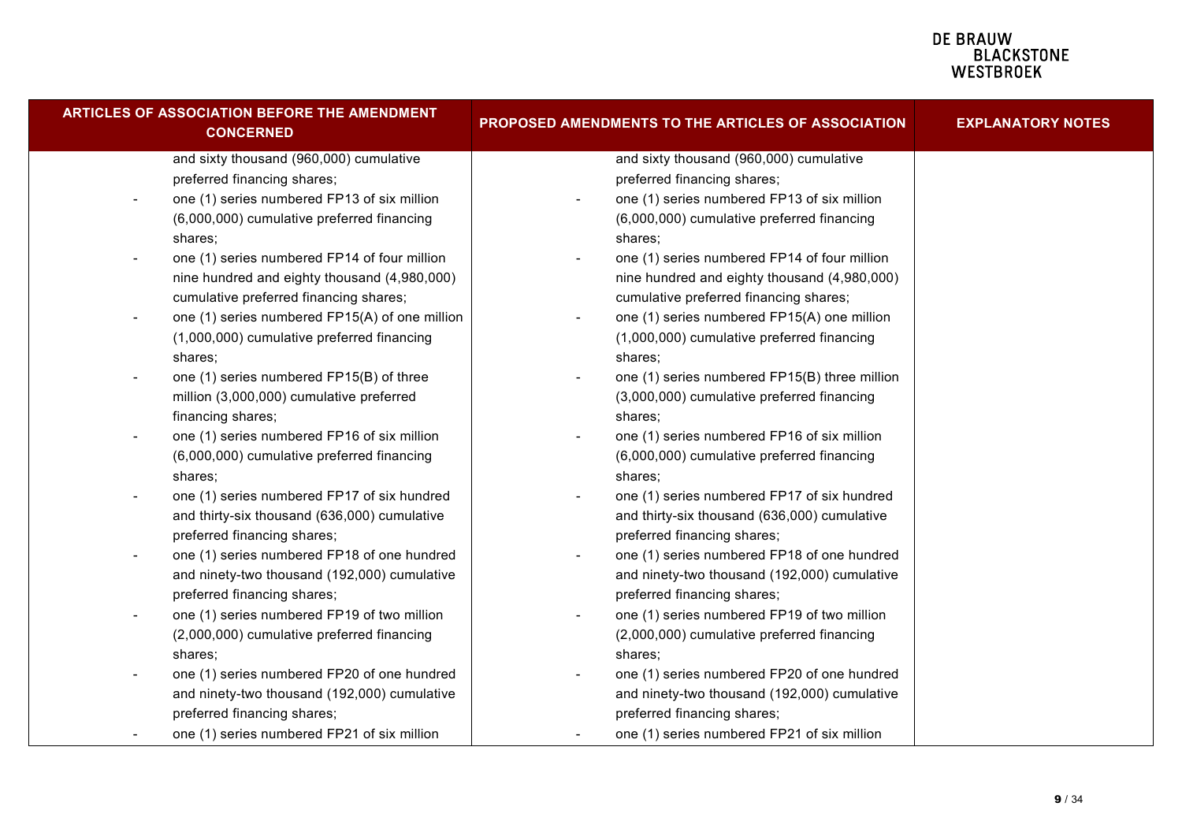| ARTICLES OF ASSOCIATION BEFORE THE AMENDMENT CONCERNED | PROPOSED AMENDMENTS TO THE ARTICLES OF ASSOCIATION | EXPLANATORY NOTES |
|---|---|---|
| and sixty thousand (960,000) cumulative preferred financing shares;<br>- one (1) series numbered FP13 of six million (6,000,000) cumulative preferred financing shares;<br>- one (1) series numbered FP14 of four million nine hundred and eighty thousand (4,980,000) cumulative preferred financing shares;<br>- one (1) series numbered FP15(A) of one million (1,000,000) cumulative preferred financing shares;<br>- one (1) series numbered FP15(B) of three million (3,000,000) cumulative preferred financing shares;<br>- one (1) series numbered FP16 of six million (6,000,000) cumulative preferred financing shares;<br>- one (1) series numbered FP17 of six hundred and thirty-six thousand (636,000) cumulative preferred financing shares;<br>- one (1) series numbered FP18 of one hundred and ninety-two thousand (192,000) cumulative preferred financing shares;<br>- one (1) series numbered FP19 of two million (2,000,000) cumulative preferred financing shares;<br>- one (1) series numbered FP20 of one hundred and ninety-two thousand (192,000) cumulative preferred financing shares;<br>- one (1) series numbered FP21 of six million | and sixty thousand (960,000) cumulative preferred financing shares;<br>- one (1) series numbered FP13 of six million (6,000,000) cumulative preferred financing shares;<br>- one (1) series numbered FP14 of four million nine hundred and eighty thousand (4,980,000) cumulative preferred financing shares;<br>- one (1) series numbered FP15(A) one million (1,000,000) cumulative preferred financing shares;<br>- one (1) series numbered FP15(B) three million (3,000,000) cumulative preferred financing shares;<br>- one (1) series numbered FP16 of six million (6,000,000) cumulative preferred financing shares;<br>- one (1) series numbered FP17 of six hundred and thirty-six thousand (636,000) cumulative preferred financing shares;<br>- one (1) series numbered FP18 of one hundred and ninety-two thousand (192,000) cumulative preferred financing shares;<br>- one (1) series numbered FP19 of two million (2,000,000) cumulative preferred financing shares;<br>- one (1) series numbered FP20 of one hundred and ninety-two thousand (192,000) cumulative preferred financing shares;<br>- one (1) series numbered FP21 of six million | |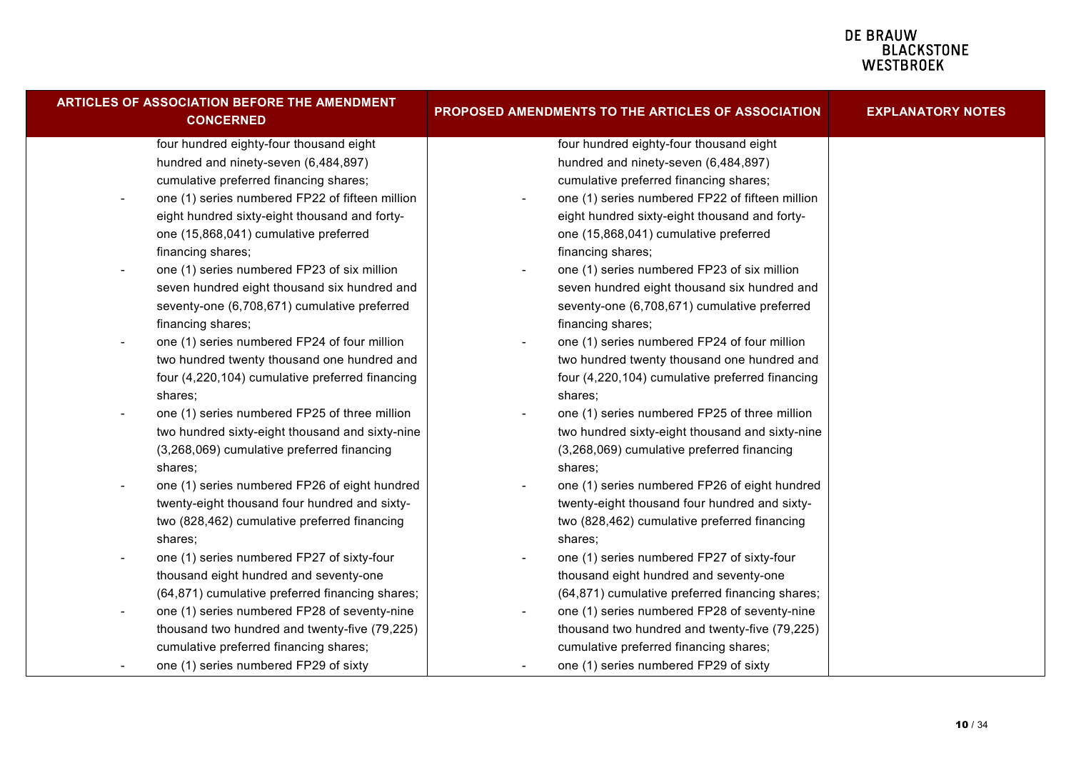| ARTICLES OF ASSOCIATION BEFORE THE AMENDMENT CONCERNED | PROPOSED AMENDMENTS TO THE ARTICLES OF ASSOCIATION | EXPLANATORY NOTES |
|---|---|---|
| four hundred eighty-four thousand eight hundred and ninety-seven (6,484,897) cumulative preferred financing shares;<br>- one (1) series numbered FP22 of fifteen million eight hundred sixty-eight thousand and forty-one (15,868,041) cumulative preferred financing shares;<br>- one (1) series numbered FP23 of six million seven hundred eight thousand six hundred and seventy-one (6,708,671) cumulative preferred financing shares;<br>- one (1) series numbered FP24 of four million two hundred twenty thousand one hundred and four (4,220,104) cumulative preferred financing shares;<br>- one (1) series numbered FP25 of three million two hundred sixty-eight thousand and sixty-nine (3,268,069) cumulative preferred financing shares;<br>- one (1) series numbered FP26 of eight hundred twenty-eight thousand four hundred and sixty-two (828,462) cumulative preferred financing shares;<br>- one (1) series numbered FP27 of sixty-four thousand eight hundred and seventy-one (64,871) cumulative preferred financing shares;<br>- one (1) series numbered FP28 of seventy-nine thousand two hundred and twenty-five (79,225) cumulative preferred financing shares;<br>- one (1) series numbered FP29 of sixty | four hundred eighty-four thousand eight hundred and ninety-seven (6,484,897) cumulative preferred financing shares;<br>- one (1) series numbered FP22 of fifteen million eight hundred sixty-eight thousand and forty-one (15,868,041) cumulative preferred financing shares;<br>- one (1) series numbered FP23 of six million seven hundred eight thousand six hundred and seventy-one (6,708,671) cumulative preferred financing shares;<br>- one (1) series numbered FP24 of four million two hundred twenty thousand one hundred and four (4,220,104) cumulative preferred financing shares;<br>- one (1) series numbered FP25 of three million two hundred sixty-eight thousand and sixty-nine (3,268,069) cumulative preferred financing shares;<br>- one (1) series numbered FP26 of eight hundred twenty-eight thousand four hundred and sixty-two (828,462) cumulative preferred financing shares;<br>- one (1) series numbered FP27 of sixty-four thousand eight hundred and seventy-one (64,871) cumulative preferred financing shares;<br>- one (1) series numbered FP28 of seventy-nine thousand two hundred and twenty-five (79,225) cumulative preferred financing shares;<br>- one (1) series numbered FP29 of sixty | |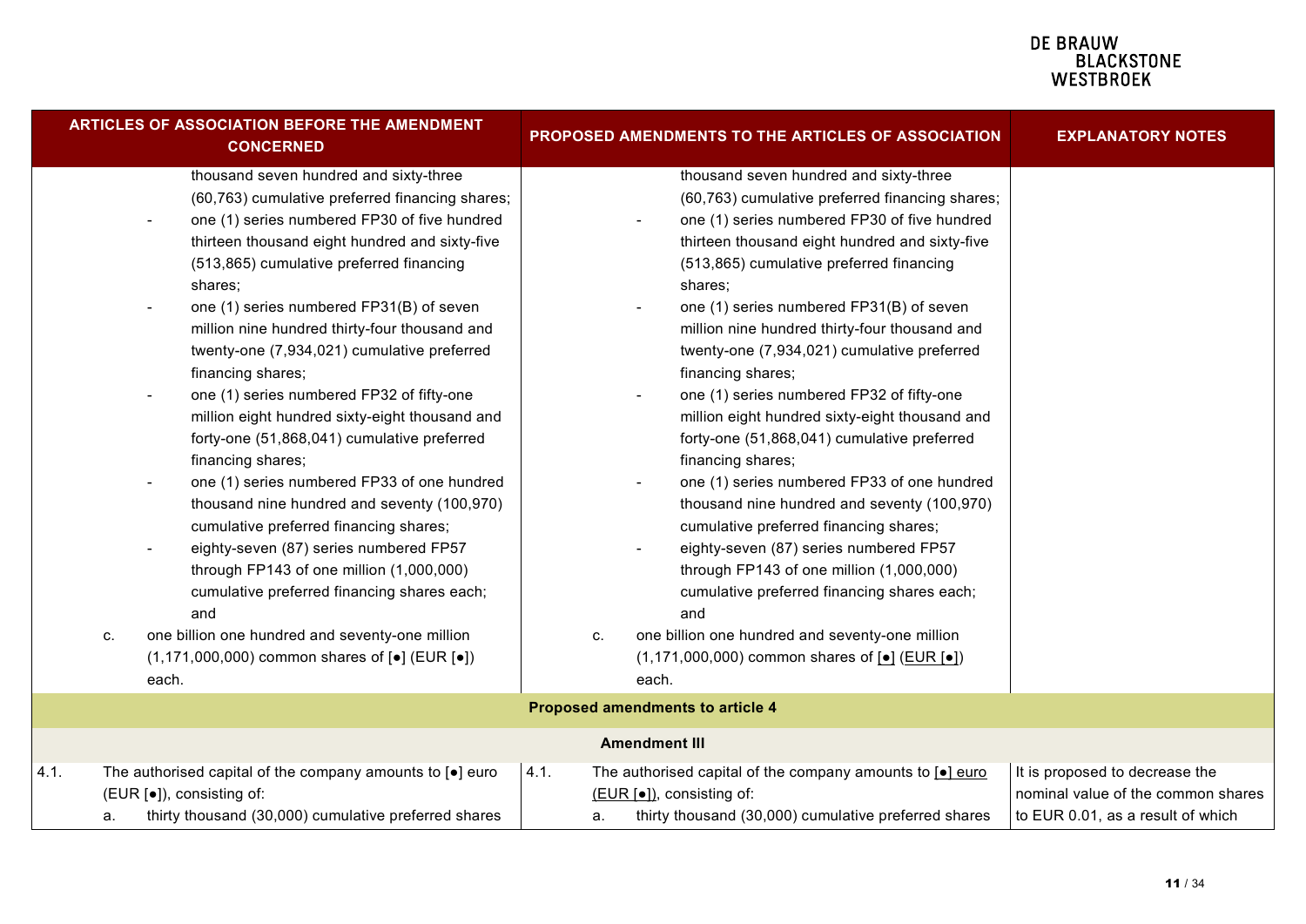| ARTICLES OF ASSOCIATION BEFORE THE AMENDMENT CONCERNED | PROPOSED AMENDMENTS TO THE ARTICLES OF ASSOCIATION | EXPLANATORY NOTES |
|---|---|---|
| thousand seven hundred and sixty-three (60,763) cumulative preferred financing shares;<br>- one (1) series numbered FP30 of five hundred thirteen thousand eight hundred and sixty-five (513,865) cumulative preferred financing shares;<br>- one (1) series numbered FP31(B) of seven million nine hundred thirty-four thousand and twenty-one (7,934,021) cumulative preferred financing shares;<br>- one (1) series numbered FP32 of fifty-one million eight hundred sixty-eight thousand and forty-one (51,868,041) cumulative preferred financing shares;<br>- one (1) series numbered FP33 of one hundred thousand nine hundred and seventy (100,970) cumulative preferred financing shares;<br>- eighty-seven (87) series numbered FP57 through FP143 of one million (1,000,000) cumulative preferred financing shares each; and<br>c. one billion one hundred and seventy-one million (1,171,000,000) common shares of [●] (EUR [●]) each. | thousand seven hundred and sixty-three (60,763) cumulative preferred financing shares;<br>- one (1) series numbered FP30 of five hundred thirteen thousand eight hundred and sixty-five (513,865) cumulative preferred financing shares;<br>- one (1) series numbered FP31(B) of seven million nine hundred thirty-four thousand and twenty-one (7,934,021) cumulative preferred financing shares;<br>- one (1) series numbered FP32 of fifty-one million eight hundred sixty-eight thousand and forty-one (51,868,041) cumulative preferred financing shares;<br>- one (1) series numbered FP33 of one hundred thousand nine hundred and seventy (100,970) cumulative preferred financing shares;<br>- eighty-seven (87) series numbered FP57 through FP143 of one million (1,000,000) cumulative preferred financing shares each; and<br>c. one billion one hundred and seventy-one million (1,171,000,000) common shares of [●] (EUR [●]) each. | |
| **Proposed amendments to article 4** | | |
| **Amendment III** | | |
| 4.1. The authorised capital of the company amounts to [●] euro (EUR [●]), consisting of:<br>a. thirty thousand (30,000) cumulative preferred shares | 4.1. The authorised capital of the company amounts to [●] euro (EUR [●]), consisting of:<br>a. thirty thousand (30,000) cumulative preferred shares | It is proposed to decrease the nominal value of the common shares to EUR 0.01, as a result of which |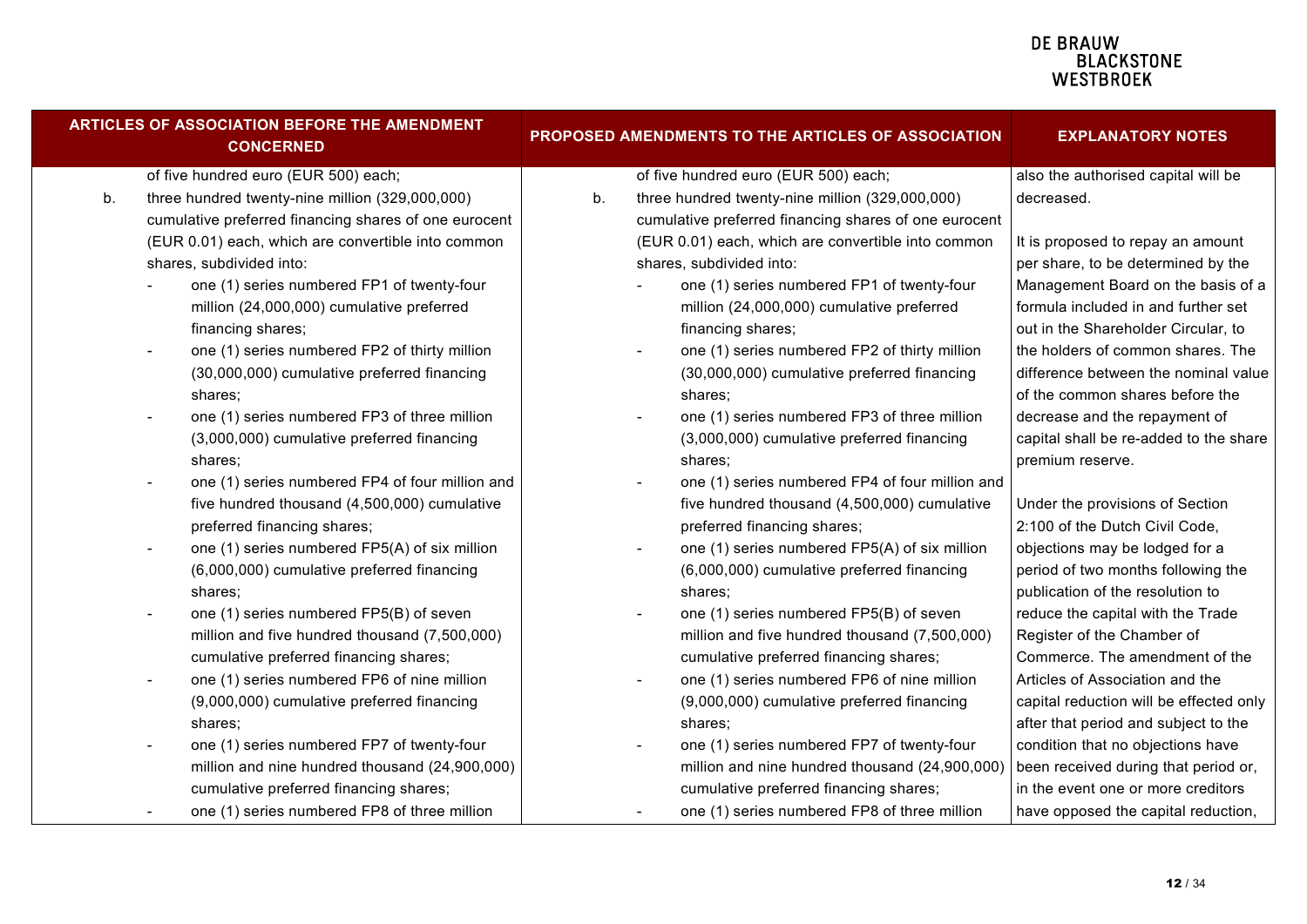| ARTICLES OF ASSOCIATION BEFORE THE AMENDMENT CONCERNED | PROPOSED AMENDMENTS TO THE ARTICLES OF ASSOCIATION | EXPLANATORY NOTES |
|---|---|---|
| of five hundred euro (EUR 500) each;<br>b. three hundred twenty-nine million (329,000,000) cumulative preferred financing shares of one eurocent (EUR 0.01) each, which are convertible into common shares, subdivided into:<br>- one (1) series numbered FP1 of twenty-four million (24,000,000) cumulative preferred financing shares;<br>- one (1) series numbered FP2 of thirty million (30,000,000) cumulative preferred financing shares;<br>- one (1) series numbered FP3 of three million (3,000,000) cumulative preferred financing shares;<br>- one (1) series numbered FP4 of four million and five hundred thousand (4,500,000) cumulative preferred financing shares;<br>- one (1) series numbered FP5(A) of six million (6,000,000) cumulative preferred financing shares;<br>- one (1) series numbered FP5(B) of seven million and five hundred thousand (7,500,000) cumulative preferred financing shares;<br>- one (1) series numbered FP6 of nine million (9,000,000) cumulative preferred financing shares;<br>- one (1) series numbered FP7 of twenty-four million and nine hundred thousand (24,900,000) cumulative preferred financing shares;<br>- one (1) series numbered FP8 of three million | of five hundred euro (EUR 500) each;<br>b. three hundred twenty-nine million (329,000,000) cumulative preferred financing shares of one eurocent (EUR 0.01) each, which are convertible into common shares, subdivided into:<br>- one (1) series numbered FP1 of twenty-four million (24,000,000) cumulative preferred financing shares;<br>- one (1) series numbered FP2 of thirty million (30,000,000) cumulative preferred financing shares;<br>- one (1) series numbered FP3 of three million (3,000,000) cumulative preferred financing shares;<br>- one (1) series numbered FP4 of four million and five hundred thousand (4,500,000) cumulative preferred financing shares;<br>- one (1) series numbered FP5(A) of six million (6,000,000) cumulative preferred financing shares;<br>- one (1) series numbered FP5(B) of seven million and five hundred thousand (7,500,000) cumulative preferred financing shares;<br>- one (1) series numbered FP6 of nine million (9,000,000) cumulative preferred financing shares;<br>- one (1) series numbered FP7 of twenty-four million and nine hundred thousand (24,900,000) cumulative preferred financing shares;<br>- one (1) series numbered FP8 of three million | also the authorised capital will be decreased.<br><br>It is proposed to repay an amount per share, to be determined by the Management Board on the basis of a formula included in and further set out in the Shareholder Circular, to the holders of common shares. The difference between the nominal value of the common shares before the decrease and the repayment of capital shall be re-added to the share premium reserve.<br><br>Under the provisions of Section 2:100 of the Dutch Civil Code, objections may be lodged for a period of two months following the publication of the resolution to reduce the capital with the Trade Register of the Chamber of Commerce. The amendment of the Articles of Association and the capital reduction will be effected only after that period and subject to the condition that no objections have been received during that period or, in the event one or more creditors have opposed the capital reduction, |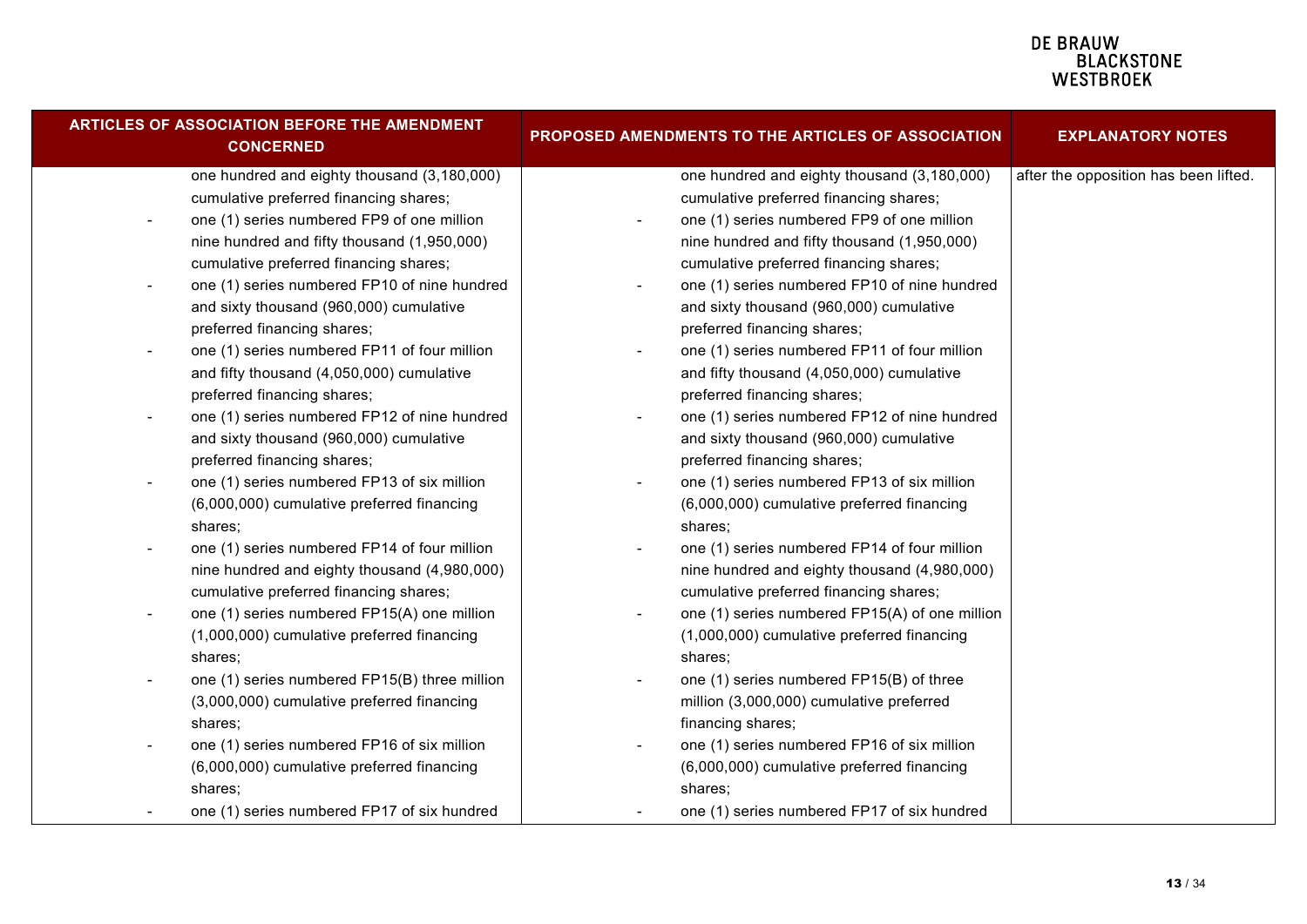| ARTICLES OF ASSOCIATION BEFORE THE AMENDMENT CONCERNED | PROPOSED AMENDMENTS TO THE ARTICLES OF ASSOCIATION | EXPLANATORY NOTES |
|---|---|---|
| one hundred and eighty thousand (3,180,000) cumulative preferred financing shares;<br>- one (1) series numbered FP9 of one million nine hundred and fifty thousand (1,950,000) cumulative preferred financing shares;<br>- one (1) series numbered FP10 of nine hundred and sixty thousand (960,000) cumulative preferred financing shares;<br>- one (1) series numbered FP11 of four million and fifty thousand (4,050,000) cumulative preferred financing shares;<br>- one (1) series numbered FP12 of nine hundred and sixty thousand (960,000) cumulative preferred financing shares;<br>- one (1) series numbered FP13 of six million (6,000,000) cumulative preferred financing shares;<br>- one (1) series numbered FP14 of four million nine hundred and eighty thousand (4,980,000) cumulative preferred financing shares;<br>- one (1) series numbered FP15(A) one million (1,000,000) cumulative preferred financing shares;<br>- one (1) series numbered FP15(B) three million (3,000,000) cumulative preferred financing shares;<br>- one (1) series numbered FP16 of six million (6,000,000) cumulative preferred financing shares;<br>- one (1) series numbered FP17 of six hundred | one hundred and eighty thousand (3,180,000) cumulative preferred financing shares;<br>- one (1) series numbered FP9 of one million nine hundred and fifty thousand (1,950,000) cumulative preferred financing shares;<br>- one (1) series numbered FP10 of nine hundred and sixty thousand (960,000) cumulative preferred financing shares;<br>- one (1) series numbered FP11 of four million and fifty thousand (4,050,000) cumulative preferred financing shares;<br>- one (1) series numbered FP12 of nine hundred and sixty thousand (960,000) cumulative preferred financing shares;<br>- one (1) series numbered FP13 of six million (6,000,000) cumulative preferred financing shares;<br>- one (1) series numbered FP14 of four million nine hundred and eighty thousand (4,980,000) cumulative preferred financing shares;<br>- one (1) series numbered FP15(A) of one million (1,000,000) cumulative preferred financing shares;<br>- one (1) series numbered FP15(B) of three million (3,000,000) cumulative preferred financing shares;<br>- one (1) series numbered FP16 of six million (6,000,000) cumulative preferred financing shares;<br>- one (1) series numbered FP17 of six hundred | after the opposition has been lifted. |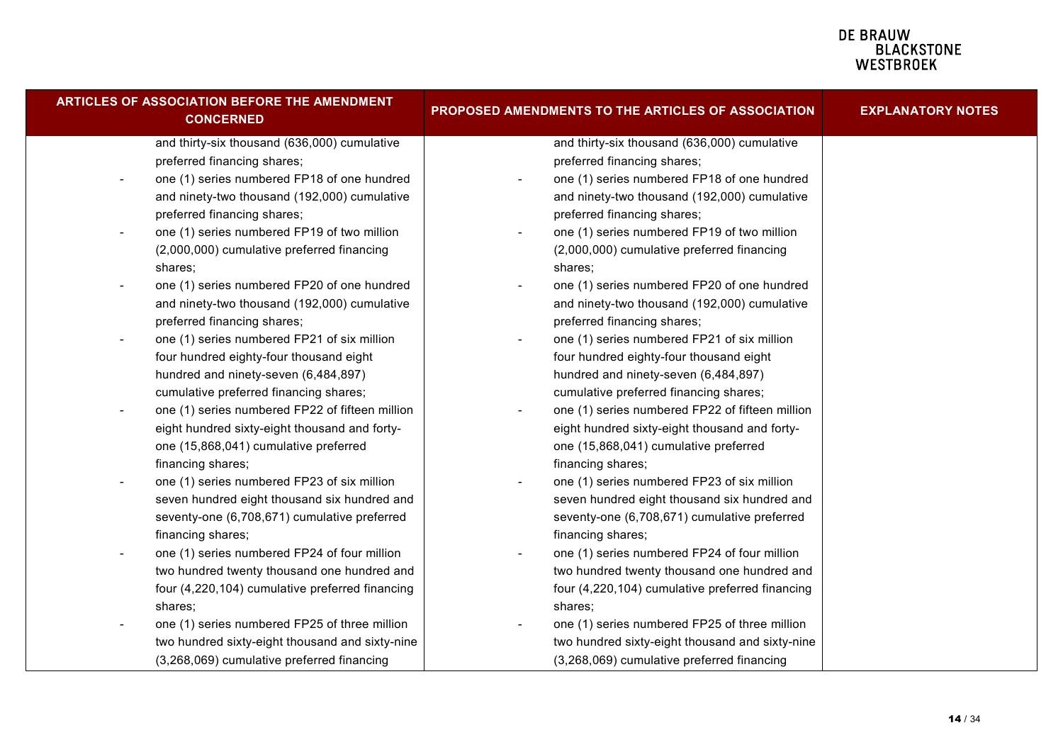| ARTICLES OF ASSOCIATION BEFORE THE AMENDMENT CONCERNED | PROPOSED AMENDMENTS TO THE ARTICLES OF ASSOCIATION | EXPLANATORY NOTES |
|---|---|---|
| and thirty-six thousand (636,000) cumulative preferred financing shares;<br>- one (1) series numbered FP18 of one hundred and ninety-two thousand (192,000) cumulative preferred financing shares;<br>- one (1) series numbered FP19 of two million (2,000,000) cumulative preferred financing shares;<br>- one (1) series numbered FP20 of one hundred and ninety-two thousand (192,000) cumulative preferred financing shares;<br>- one (1) series numbered FP21 of six million four hundred eighty-four thousand eight hundred and ninety-seven (6,484,897) cumulative preferred financing shares;<br>- one (1) series numbered FP22 of fifteen million eight hundred sixty-eight thousand and forty-one (15,868,041) cumulative preferred financing shares;<br>- one (1) series numbered FP23 of six million seven hundred eight thousand six hundred and seventy-one (6,708,671) cumulative preferred financing shares;<br>- one (1) series numbered FP24 of four million two hundred twenty thousand one hundred and four (4,220,104) cumulative preferred financing shares;<br>- one (1) series numbered FP25 of three million two hundred sixty-eight thousand and sixty-nine (3,268,069) cumulative preferred financing | and thirty-six thousand (636,000) cumulative preferred financing shares;<br>- one (1) series numbered FP18 of one hundred and ninety-two thousand (192,000) cumulative preferred financing shares;<br>- one (1) series numbered FP19 of two million (2,000,000) cumulative preferred financing shares;<br>- one (1) series numbered FP20 of one hundred and ninety-two thousand (192,000) cumulative preferred financing shares;<br>- one (1) series numbered FP21 of six million four hundred eighty-four thousand eight hundred and ninety-seven (6,484,897) cumulative preferred financing shares;<br>- one (1) series numbered FP22 of fifteen million eight hundred sixty-eight thousand and forty-one (15,868,041) cumulative preferred financing shares;<br>- one (1) series numbered FP23 of six million seven hundred eight thousand six hundred and seventy-one (6,708,671) cumulative preferred financing shares;<br>- one (1) series numbered FP24 of four million two hundred twenty thousand one hundred and four (4,220,104) cumulative preferred financing shares;<br>- one (1) series numbered FP25 of three million two hundred sixty-eight thousand and sixty-nine (3,268,069) cumulative preferred financing | |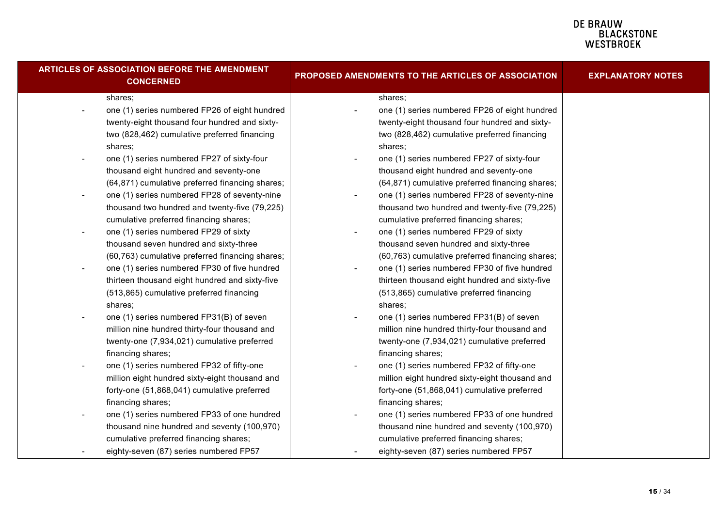| ARTICLES OF ASSOCIATION BEFORE THE AMENDMENT CONCERNED | PROPOSED AMENDMENTS TO THE ARTICLES OF ASSOCIATION | EXPLANATORY NOTES |
|---|---|---|
| shares;<br>- one (1) series numbered FP26 of eight hundred twenty-eight thousand four hundred and sixty-two (828,462) cumulative preferred financing shares;<br>- one (1) series numbered FP27 of sixty-four thousand eight hundred and seventy-one (64,871) cumulative preferred financing shares;<br>- one (1) series numbered FP28 of seventy-nine thousand two hundred and twenty-five (79,225) cumulative preferred financing shares;<br>- one (1) series numbered FP29 of sixty thousand seven hundred and sixty-three (60,763) cumulative preferred financing shares;<br>- one (1) series numbered FP30 of five hundred thirteen thousand eight hundred and sixty-five (513,865) cumulative preferred financing shares;<br>- one (1) series numbered FP31(B) of seven million nine hundred thirty-four thousand and twenty-one (7,934,021) cumulative preferred financing shares;<br>- one (1) series numbered FP32 of fifty-one million eight hundred sixty-eight thousand and forty-one (51,868,041) cumulative preferred financing shares;<br>- one (1) series numbered FP33 of one hundred thousand nine hundred and seventy (100,970) cumulative preferred financing shares;<br>- eighty-seven (87) series numbered FP57 | shares;<br>- one (1) series numbered FP26 of eight hundred twenty-eight thousand four hundred and sixty-two (828,462) cumulative preferred financing shares;<br>- one (1) series numbered FP27 of sixty-four thousand eight hundred and seventy-one (64,871) cumulative preferred financing shares;<br>- one (1) series numbered FP28 of seventy-nine thousand two hundred and twenty-five (79,225) cumulative preferred financing shares;<br>- one (1) series numbered FP29 of sixty thousand seven hundred and sixty-three (60,763) cumulative preferred financing shares;<br>- one (1) series numbered FP30 of five hundred thirteen thousand eight hundred and sixty-five (513,865) cumulative preferred financing shares;<br>- one (1) series numbered FP31(B) of seven million nine hundred thirty-four thousand and twenty-one (7,934,021) cumulative preferred financing shares;<br>- one (1) series numbered FP32 of fifty-one million eight hundred sixty-eight thousand and forty-one (51,868,041) cumulative preferred financing shares;<br>- one (1) series numbered FP33 of one hundred thousand nine hundred and seventy (100,970) cumulative preferred financing shares;<br>- eighty-seven (87) series numbered FP57 | |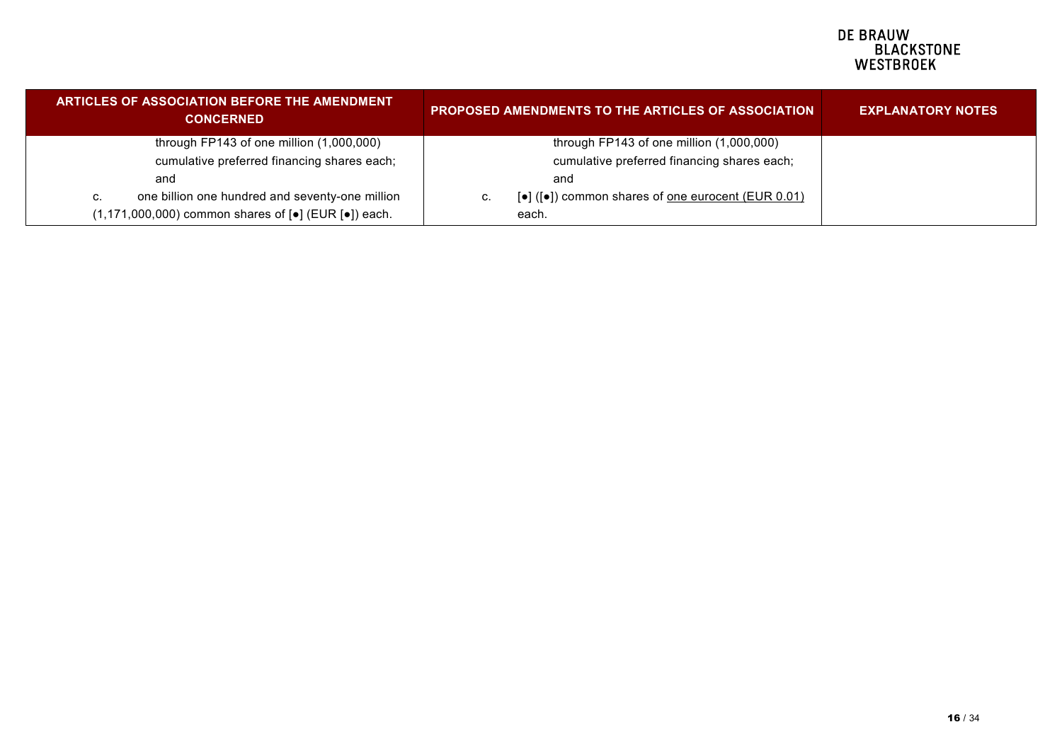| ARTICLES OF ASSOCIATION BEFORE THE AMENDMENT CONCERNED | PROPOSED AMENDMENTS TO THE ARTICLES OF ASSOCIATION | EXPLANATORY NOTES |
| --- | --- | --- |
| through FP143 of one million (1,000,000) cumulative preferred financing shares each; and<br>c. one billion one hundred and seventy-one million (1,171,000,000) common shares of [●] (EUR [●]) each. | through FP143 of one million (1,000,000) cumulative preferred financing shares each; and<br>c. [●] ([●]) common shares of <u>one eurocent (EUR 0.01)</u> each. | |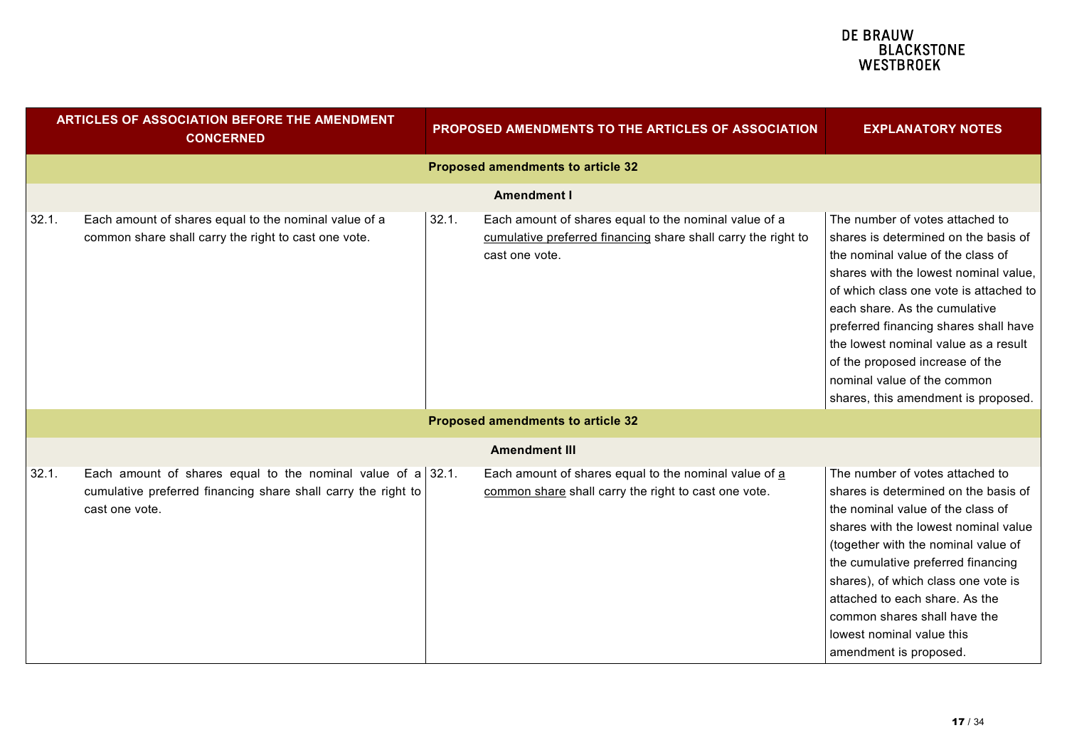| ARTICLES OF ASSOCIATION BEFORE THE AMENDMENT CONCERNED | PROPOSED AMENDMENTS TO THE ARTICLES OF ASSOCIATION | EXPLANATORY NOTES |
|---|---|---|
| **Proposed amendments to article 32** | | |
| **Amendment I** | | |
| 32.1. Each amount of shares equal to the nominal value of a common share shall carry the right to cast one vote. | 32.1. Each amount of shares equal to the nominal value of a <u>cumulative preferred financing</u> share shall carry the right to cast one vote. | The number of votes attached to shares is determined on the basis of the nominal value of the class of shares with the lowest nominal value, of which class one vote is attached to each share. As the cumulative preferred financing shares shall have the lowest nominal value as a result of the proposed increase of the nominal value of the common shares, this amendment is proposed. |
| **Proposed amendments to article 32** | | |
| **Amendment III** | | |
| 32.1. Each amount of shares equal to the nominal value of a cumulative preferred financing share shall carry the right to cast one vote. | 32.1. Each amount of shares equal to the nominal value of <u>a common share</u> shall carry the right to cast one vote. | The number of votes attached to shares is determined on the basis of the nominal value of the class of shares with the lowest nominal value (together with the nominal value of the cumulative preferred financing shares), of which class one vote is attached to each share. As the common shares shall have the lowest nominal value this amendment is proposed. |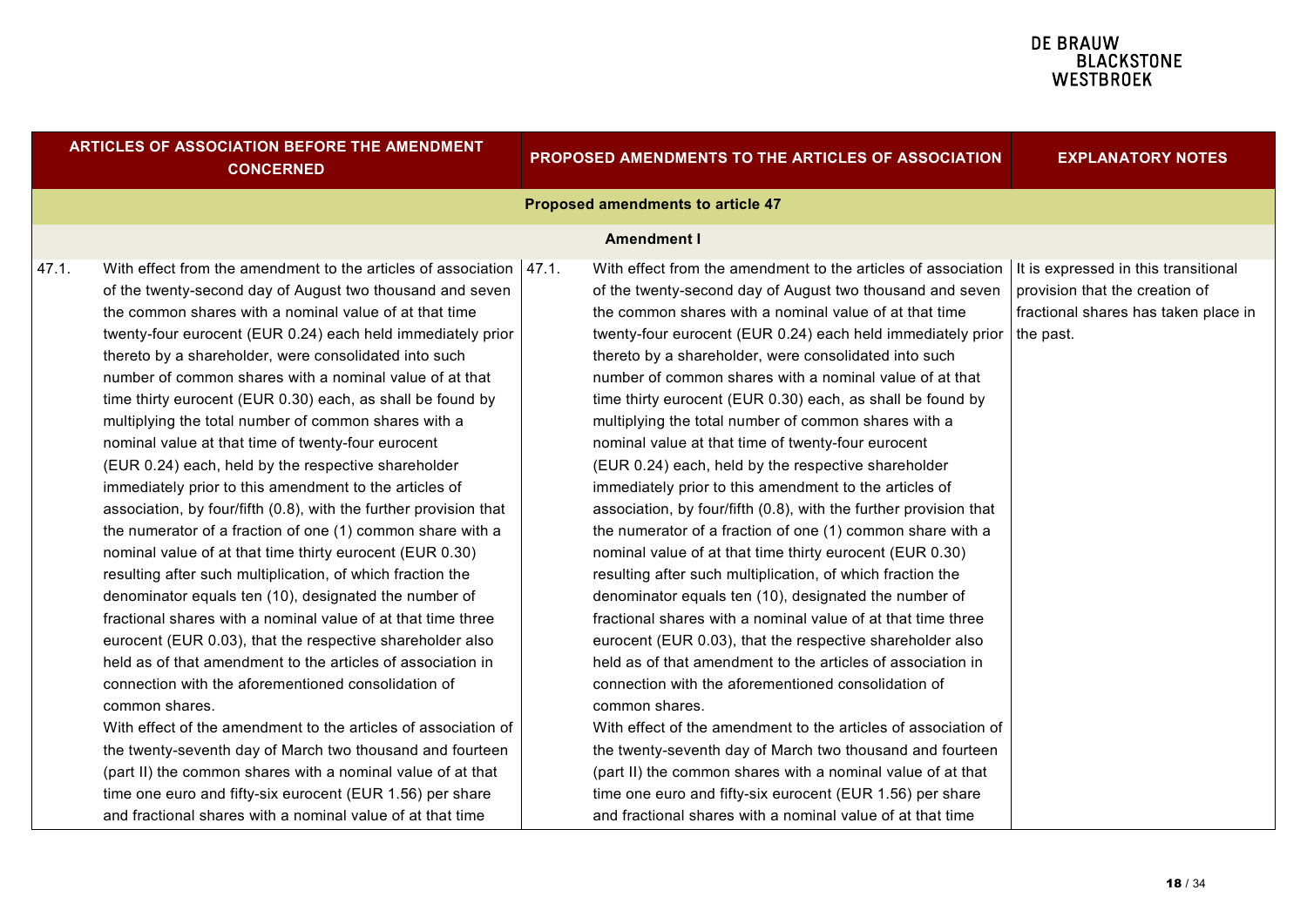| ARTICLES OF ASSOCIATION BEFORE THE AMENDMENT CONCERNED | PROPOSED AMENDMENTS TO THE ARTICLES OF ASSOCIATION | EXPLANATORY NOTES |
|---|---|---|
| **Proposed amendments to article 47** | | |
| **Amendment I** | | |
| 47.1. With effect from the amendment to the articles of association of the twenty-second day of August two thousand and seven the common shares with a nominal value of at that time twenty-four eurocent (EUR 0.24) each held immediately prior thereto by a shareholder, were consolidated into such number of common shares with a nominal value of at that time thirty eurocent (EUR 0.30) each, as shall be found by multiplying the total number of common shares with a nominal value at that time of twenty-four eurocent (EUR 0.24) each, held by the respective shareholder immediately prior to this amendment to the articles of association, by four/fifth (0.8), with the further provision that the numerator of a fraction of one (1) common share with a nominal value of at that time thirty eurocent (EUR 0.30) resulting after such multiplication, of which fraction the denominator equals ten (10), designated the number of fractional shares with a nominal value of at that time three eurocent (EUR 0.03), that the respective shareholder also held as of that amendment to the articles of association in connection with the aforementioned consolidation of common shares.<br>With effect of the amendment to the articles of association of the twenty-seventh day of March two thousand and fourteen (part II) the common shares with a nominal value of at that time one euro and fifty-six eurocent (EUR 1.56) per share and fractional shares with a nominal value of at that time | 47.1. With effect from the amendment to the articles of association of the twenty-second day of August two thousand and seven the common shares with a nominal value of at that time twenty-four eurocent (EUR 0.24) each held immediately prior thereto by a shareholder, were consolidated into such number of common shares with a nominal value of at that time thirty eurocent (EUR 0.30) each, as shall be found by multiplying the total number of common shares with a nominal value at that time of twenty-four eurocent (EUR 0.24) each, held by the respective shareholder immediately prior to this amendment to the articles of association, by four/fifth (0.8), with the further provision that the numerator of a fraction of one (1) common share with a nominal value of at that time thirty eurocent (EUR 0.30) resulting after such multiplication, of which fraction the denominator equals ten (10), designated the number of fractional shares with a nominal value of at that time three eurocent (EUR 0.03), that the respective shareholder also held as of that amendment to the articles of association in connection with the aforementioned consolidation of common shares.<br>With effect of the amendment to the articles of association of the twenty-seventh day of March two thousand and fourteen (part II) the common shares with a nominal value of at that time one euro and fifty-six eurocent (EUR 1.56) per share and fractional shares with a nominal value of at that time | It is expressed in this transitional provision that the creation of fractional shares has taken place in the past. |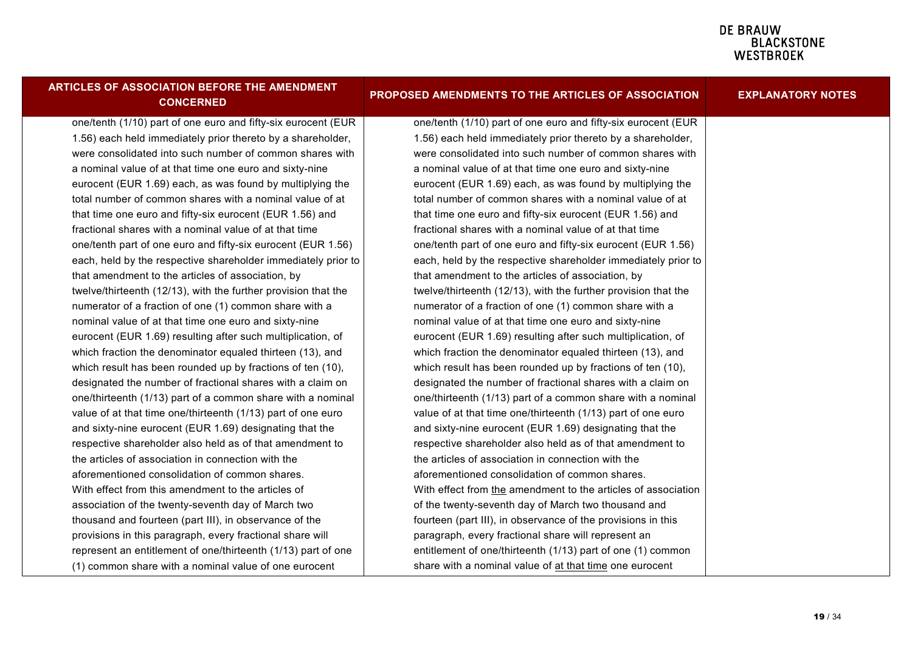| ARTICLES OF ASSOCIATION BEFORE THE AMENDMENT CONCERNED | PROPOSED AMENDMENTS TO THE ARTICLES OF ASSOCIATION | EXPLANATORY NOTES |
|---|---|---|
| one/tenth (1/10) part of one euro and fifty-six eurocent (EUR 1.56) each held immediately prior thereto by a shareholder, were consolidated into such number of common shares with a nominal value of at that time one euro and sixty-nine eurocent (EUR 1.69) each, as was found by multiplying the total number of common shares with a nominal value of at that time one euro and fifty-six eurocent (EUR 1.56) and fractional shares with a nominal value of at that time one/tenth part of one euro and fifty-six eurocent (EUR 1.56) each, held by the respective shareholder immediately prior to that amendment to the articles of association, by twelve/thirteenth (12/13), with the further provision that the numerator of a fraction of one (1) common share with a nominal value of at that time one euro and sixty-nine eurocent (EUR 1.69) resulting after such multiplication, of which fraction the denominator equaled thirteen (13), and which result has been rounded up by fractions of ten (10), designated the number of fractional shares with a claim on one/thirteenth (1/13) part of a common share with a nominal value of at that time one/thirteenth (1/13) part of one euro and sixty-nine eurocent (EUR 1.69) designating that the respective shareholder also held as of that amendment to the articles of association in connection with the aforementioned consolidation of common shares.<br>With effect from this amendment to the articles of association of the twenty-seventh day of March two thousand and fourteen (part III), in observance of the provisions in this paragraph, every fractional share will represent an entitlement of one/thirteenth (1/13) part of one (1) common share with a nominal value of one eurocent | one/tenth (1/10) part of one euro and fifty-six eurocent (EUR 1.56) each held immediately prior thereto by a shareholder, were consolidated into such number of common shares with a nominal value of at that time one euro and sixty-nine eurocent (EUR 1.69) each, as was found by multiplying the total number of common shares with a nominal value of at that time one euro and fifty-six eurocent (EUR 1.56) and fractional shares with a nominal value of at that time one/tenth part of one euro and fifty-six eurocent (EUR 1.56) each, held by the respective shareholder immediately prior to that amendment to the articles of association, by twelve/thirteenth (12/13), with the further provision that the numerator of a fraction of one (1) common share with a nominal value of at that time one euro and sixty-nine eurocent (EUR 1.69) resulting after such multiplication, of which fraction the denominator equaled thirteen (13), and which result has been rounded up by fractions of ten (10), designated the number of fractional shares with a claim on one/thirteenth (1/13) part of a common share with a nominal value of at that time one/thirteenth (1/13) part of one euro and sixty-nine eurocent (EUR 1.69) designating that the respective shareholder also held as of that amendment to the articles of association in connection with the aforementioned consolidation of common shares.<br>With effect from <u>the</u> amendment to the articles of association of the twenty-seventh day of March two thousand and fourteen (part III), in observance of the provisions in this paragraph, every fractional share will represent an entitlement of one/thirteenth (1/13) part of one (1) common share with a nominal value of <u>at that time</u> one eurocent | |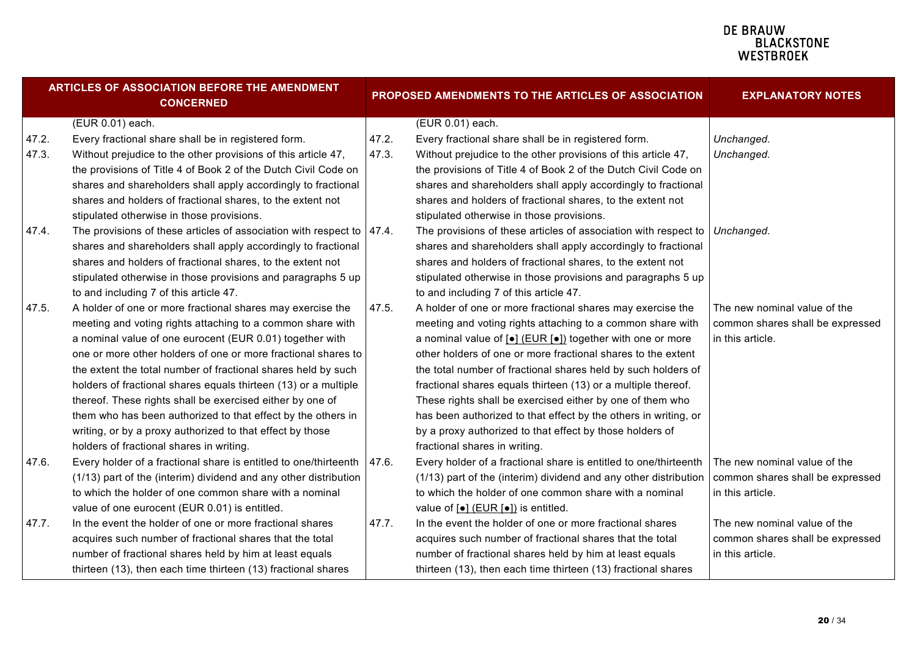| ARTICLES OF ASSOCIATION BEFORE THE AMENDMENT CONCERNED | PROPOSED AMENDMENTS TO THE ARTICLES OF ASSOCIATION | EXPLANATORY NOTES |
|---|---|---|
| (EUR 0.01) each. | (EUR 0.01) each. | |
| 47.2. Every fractional share shall be in registered form. | 47.2. Every fractional share shall be in registered form. | *Unchanged.* |
| 47.3. Without prejudice to the other provisions of this article 47, the provisions of Title 4 of Book 2 of the Dutch Civil Code on shares and shareholders shall apply accordingly to fractional shares and holders of fractional shares, to the extent not stipulated otherwise in those provisions. | 47.3. Without prejudice to the other provisions of this article 47, the provisions of Title 4 of Book 2 of the Dutch Civil Code on shares and shareholders shall apply accordingly to fractional shares and holders of fractional shares, to the extent not stipulated otherwise in those provisions. | *Unchanged.* |
| 47.4. The provisions of these articles of association with respect to shares and shareholders shall apply accordingly to fractional shares and holders of fractional shares, to the extent not stipulated otherwise in those provisions and paragraphs 5 up to and including 7 of this article 47. | 47.4. The provisions of these articles of association with respect to shares and shareholders shall apply accordingly to fractional shares and holders of fractional shares, to the extent not stipulated otherwise in those provisions and paragraphs 5 up to and including 7 of this article 47. | *Unchanged.* |
| 47.5. A holder of one or more fractional shares may exercise the meeting and voting rights attaching to a common share with a nominal value of one eurocent (EUR 0.01) together with one or more other holders of one or more fractional shares to the extent the total number of fractional shares held by such holders of fractional shares equals thirteen (13) or a multiple thereof. These rights shall be exercised either by one of them who has been authorized to that effect by the others in writing, or by a proxy authorized to that effect by those holders of fractional shares in writing. | 47.5. A holder of one or more fractional shares may exercise the meeting and voting rights attaching to a common share with a nominal value of [●] (EUR [●]) together with one or more other holders of one or more fractional shares to the extent the total number of fractional shares held by such holders of fractional shares equals thirteen (13) or a multiple thereof. These rights shall be exercised either by one of them who has been authorized to that effect by the others in writing, or by a proxy authorized to that effect by those holders of fractional shares in writing. | The new nominal value of the common shares shall be expressed in this article. |
| 47.6. Every holder of a fractional share is entitled to one/thirteenth (1/13) part of the (interim) dividend and any other distribution to which the holder of one common share with a nominal value of one eurocent (EUR 0.01) is entitled. | 47.6. Every holder of a fractional share is entitled to one/thirteenth (1/13) part of the (interim) dividend and any other distribution to which the holder of one common share with a nominal value of [●] (EUR [●]) is entitled. | The new nominal value of the common shares shall be expressed in this article. |
| 47.7. In the event the holder of one or more fractional shares acquires such number of fractional shares that the total number of fractional shares held by him at least equals thirteen (13), then each time thirteen (13) fractional shares | 47.7. In the event the holder of one or more fractional shares acquires such number of fractional shares that the total number of fractional shares held by him at least equals thirteen (13), then each time thirteen (13) fractional shares | The new nominal value of the common shares shall be expressed in this article. |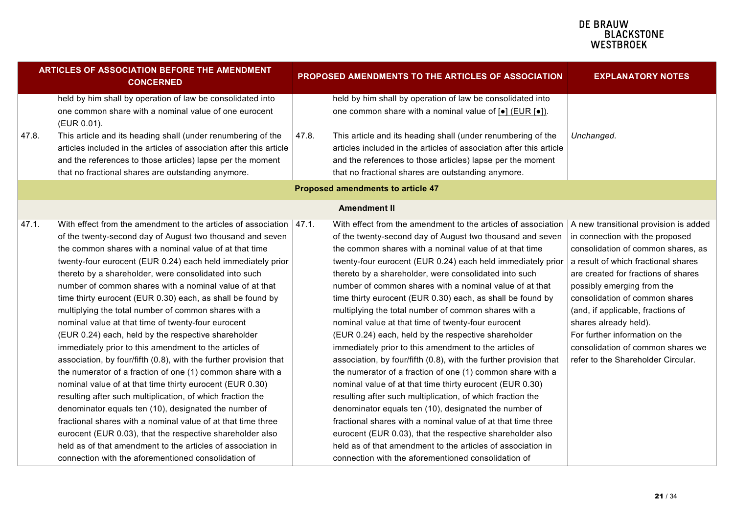| ARTICLES OF ASSOCIATION BEFORE THE AMENDMENT CONCERNED | | PROPOSED AMENDMENTS TO THE ARTICLES OF ASSOCIATION | | EXPLANATORY NOTES |
|---|---|---|---|---|
| | held by him shall by operation of law be consolidated into one common share with a nominal value of one eurocent (EUR 0.01). | | held by him shall by operation of law be consolidated into one common share with a nominal value of [•] (EUR [•]). | |
| 47.8. | This article and its heading shall (under renumbering of the articles included in the articles of association after this article and the references to those articles) lapse per the moment that no fractional shares are outstanding anymore. | 47.8. | This article and its heading shall (under renumbering of the articles included in the articles of association after this article and the references to those articles) lapse per the moment that no fractional shares are outstanding anymore. | *Unchanged.* |
| **Proposed amendments to article 47** | | | | |
| **Amendment II** | | | | |
| 47.1. | With effect from the amendment to the articles of association of the twenty-second day of August two thousand and seven the common shares with a nominal value of at that time twenty-four eurocent (EUR 0.24) each held immediately prior thereto by a shareholder, were consolidated into such number of common shares with a nominal value of at that time thirty eurocent (EUR 0.30) each, as shall be found by multiplying the total number of common shares with a nominal value at that time of twenty-four eurocent (EUR 0.24) each, held by the respective shareholder immediately prior to this amendment to the articles of association, by four/fifth (0.8), with the further provision that the numerator of a fraction of one (1) common share with a nominal value of at that time thirty eurocent (EUR 0.30) resulting after such multiplication, of which fraction the denominator equals ten (10), designated the number of fractional shares with a nominal value of at that time three eurocent (EUR 0.03), that the respective shareholder also held as of that amendment to the articles of association in connection with the aforementioned consolidation of | 47.1. | With effect from the amendment to the articles of association of the twenty-second day of August two thousand and seven the common shares with a nominal value of at that time twenty-four eurocent (EUR 0.24) each held immediately prior thereto by a shareholder, were consolidated into such number of common shares with a nominal value of at that time thirty eurocent (EUR 0.30) each, as shall be found by multiplying the total number of common shares with a nominal value at that time of twenty-four eurocent (EUR 0.24) each, held by the respective shareholder immediately prior to this amendment to the articles of association, by four/fifth (0.8), with the further provision that the numerator of a fraction of one (1) common share with a nominal value of at that time thirty eurocent (EUR 0.30) resulting after such multiplication, of which fraction the denominator equals ten (10), designated the number of fractional shares with a nominal value of at that time three eurocent (EUR 0.03), that the respective shareholder also held as of that amendment to the articles of association in connection with the aforementioned consolidation of | A new transitional provision is added in connection with the proposed consolidation of common shares, as a result of which fractional shares are created for fractions of shares possibly emerging from the consolidation of common shares (and, if applicable, fractions of shares already held). For further information on the consolidation of common shares we refer to the Shareholder Circular. |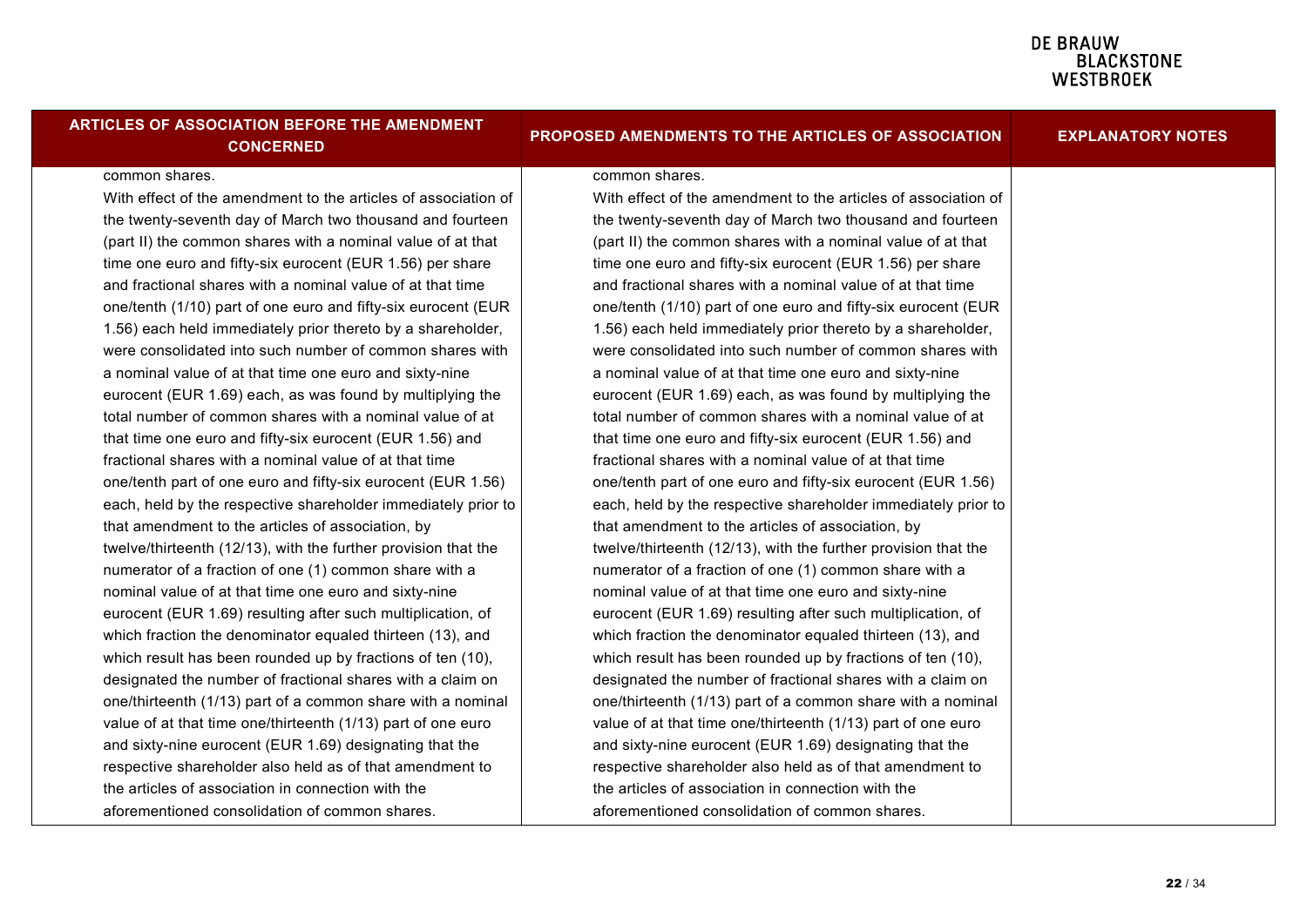| ARTICLES OF ASSOCIATION BEFORE THE AMENDMENT CONCERNED | PROPOSED AMENDMENTS TO THE ARTICLES OF ASSOCIATION | EXPLANATORY NOTES |
|---|---|---|
| common shares.<br>With effect of the amendment to the articles of association of the twenty-seventh day of March two thousand and fourteen (part II) the common shares with a nominal value of at that time one euro and fifty-six eurocent (EUR 1.56) per share and fractional shares with a nominal value of at that time one/tenth (1/10) part of one euro and fifty-six eurocent (EUR 1.56) each held immediately prior thereto by a shareholder, were consolidated into such number of common shares with a nominal value of at that time one euro and sixty-nine eurocent (EUR 1.69) each, as was found by multiplying the total number of common shares with a nominal value of at that time one euro and fifty-six eurocent (EUR 1.56) and fractional shares with a nominal value of at that time one/tenth part of one euro and fifty-six eurocent (EUR 1.56) each, held by the respective shareholder immediately prior to that amendment to the articles of association, by twelve/thirteenth (12/13), with the further provision that the numerator of a fraction of one (1) common share with a nominal value of at that time one euro and sixty-nine eurocent (EUR 1.69) resulting after such multiplication, of which fraction the denominator equaled thirteen (13), and which result has been rounded up by fractions of ten (10), designated the number of fractional shares with a claim on one/thirteenth (1/13) part of a common share with a nominal value of at that time one/thirteenth (1/13) part of one euro and sixty-nine eurocent (EUR 1.69) designating that the respective shareholder also held as of that amendment to the articles of association in connection with the aforementioned consolidation of common shares. | common shares.<br>With effect of the amendment to the articles of association of the twenty-seventh day of March two thousand and fourteen (part II) the common shares with a nominal value of at that time one euro and fifty-six eurocent (EUR 1.56) per share and fractional shares with a nominal value of at that time one/tenth (1/10) part of one euro and fifty-six eurocent (EUR 1.56) each held immediately prior thereto by a shareholder, were consolidated into such number of common shares with a nominal value of at that time one euro and sixty-nine eurocent (EUR 1.69) each, as was found by multiplying the total number of common shares with a nominal value of at that time one euro and fifty-six eurocent (EUR 1.56) and fractional shares with a nominal value of at that time one/tenth part of one euro and fifty-six eurocent (EUR 1.56) each, held by the respective shareholder immediately prior to that amendment to the articles of association, by twelve/thirteenth (12/13), with the further provision that the numerator of a fraction of one (1) common share with a nominal value of at that time one euro and sixty-nine eurocent (EUR 1.69) resulting after such multiplication, of which fraction the denominator equaled thirteen (13), and which result has been rounded up by fractions of ten (10), designated the number of fractional shares with a claim on one/thirteenth (1/13) part of a common share with a nominal value of at that time one/thirteenth (1/13) part of one euro and sixty-nine eurocent (EUR 1.69) designating that the respective shareholder also held as of that amendment to the articles of association in connection with the aforementioned consolidation of common shares. | |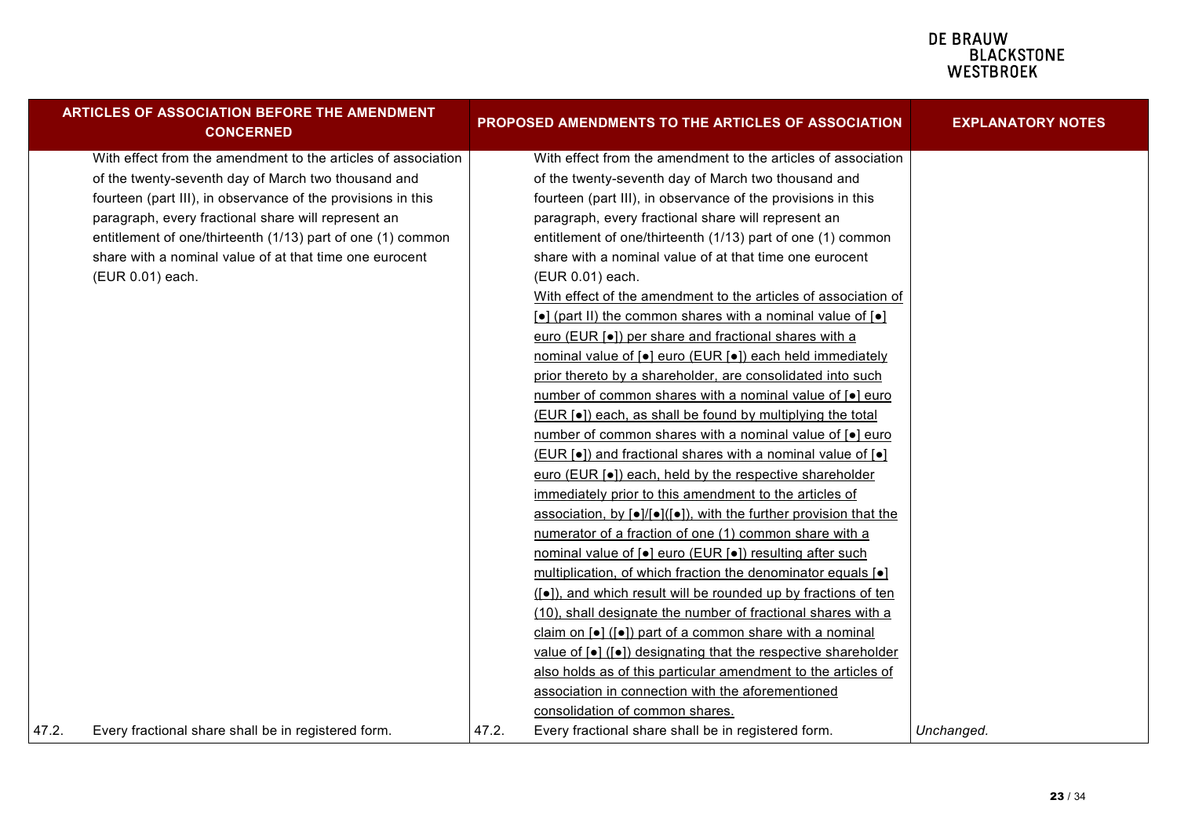| ARTICLES OF ASSOCIATION BEFORE THE AMENDMENT CONCERNED | PROPOSED AMENDMENTS TO THE ARTICLES OF ASSOCIATION | EXPLANATORY NOTES |
|---|---|---|
| With effect from the amendment to the articles of association of the twenty-seventh day of March two thousand and fourteen (part III), in observance of the provisions in this paragraph, every fractional share will represent an entitlement of one/thirteenth (1/13) part of one (1) common share with a nominal value of at that time one eurocent (EUR 0.01) each. | With effect from the amendment to the articles of association of the twenty-seventh day of March two thousand and fourteen (part III), in observance of the provisions in this paragraph, every fractional share will represent an entitlement of one/thirteenth (1/13) part of one (1) common share with a nominal value of at that time one eurocent (EUR 0.01) each. <u>With effect of the amendment to the articles of association of [●] (part II) the common shares with a nominal value of [●] euro (EUR [●]) per share and fractional shares with a nominal value of [●] euro (EUR [●]) each held immediately prior thereto by a shareholder, are consolidated into such number of common shares with a nominal value of [●] euro (EUR [●]) each, as shall be found by multiplying the total number of common shares with a nominal value of [●] euro (EUR [●]) and fractional shares with a nominal value of [●] euro (EUR [●]) each, held by the respective shareholder immediately prior to this amendment to the articles of association, by [●]/[●]([●]), with the further provision that the numerator of a fraction of one (1) common share with a nominal value of [●] euro (EUR [●]) resulting after such multiplication, of which fraction the denominator equals [●] ([●]), and which result will be rounded up by fractions of ten (10), shall designate the number of fractional shares with a claim on [●] ([●]) part of a common share with a nominal value of [●] ([●]) designating that the respective shareholder also holds as of this particular amendment to the articles of association in connection with the aforementioned consolidation of common shares.</u> | |
| 47.2. Every fractional share shall be in registered form. | 47.2. Every fractional share shall be in registered form. | *Unchanged.* |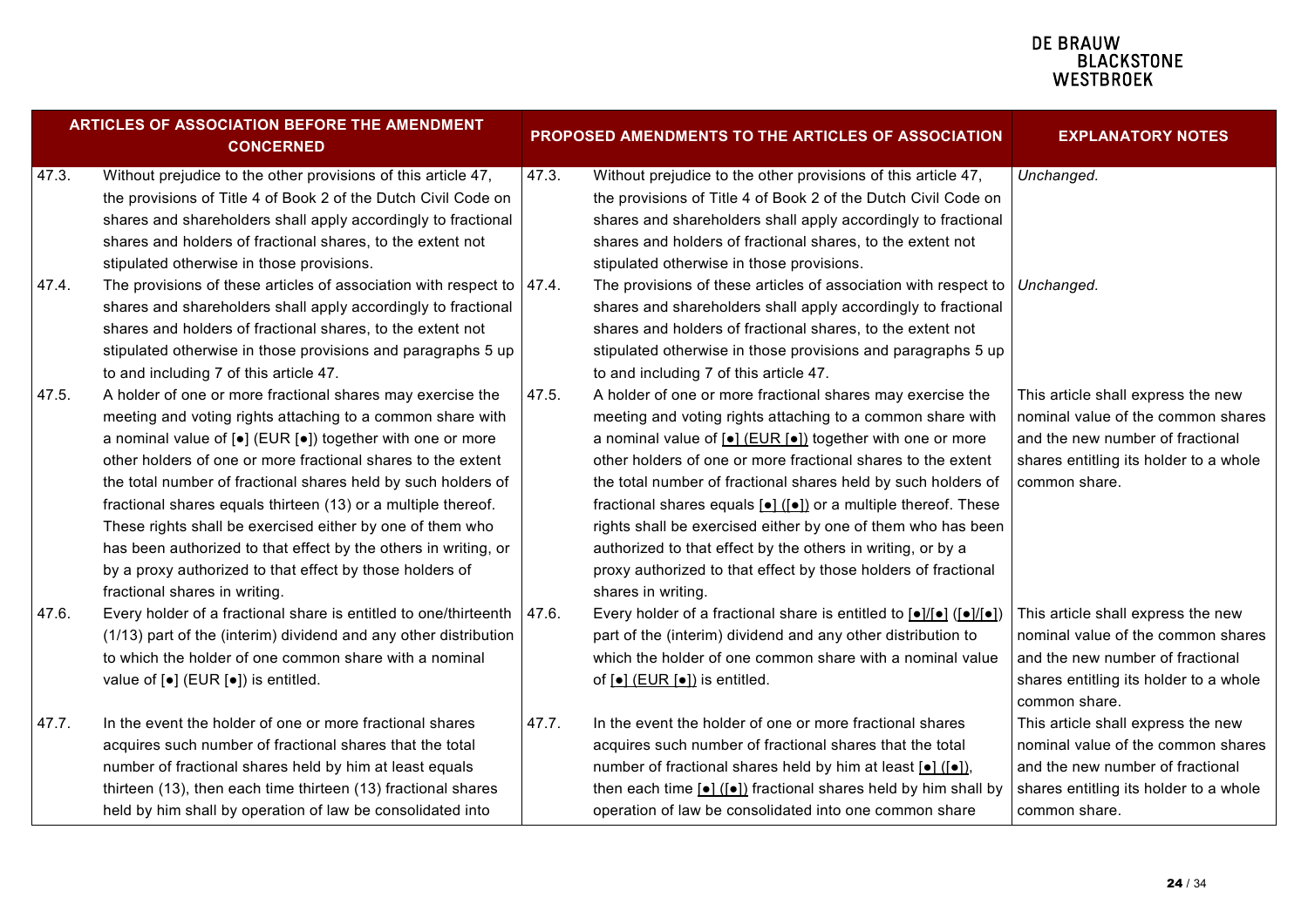| ARTICLES OF ASSOCIATION BEFORE THE AMENDMENT CONCERNED | PROPOSED AMENDMENTS TO THE ARTICLES OF ASSOCIATION | EXPLANATORY NOTES |
|---|---|---|
| 47.3. Without prejudice to the other provisions of this article 47, the provisions of Title 4 of Book 2 of the Dutch Civil Code on shares and shareholders shall apply accordingly to fractional shares and holders of fractional shares, to the extent not stipulated otherwise in those provisions. | 47.3. Without prejudice to the other provisions of this article 47, the provisions of Title 4 of Book 2 of the Dutch Civil Code on shares and shareholders shall apply accordingly to fractional shares and holders of fractional shares, to the extent not stipulated otherwise in those provisions. | *Unchanged.* |
| 47.4. The provisions of these articles of association with respect to shares and shareholders shall apply accordingly to fractional shares and holders of fractional shares, to the extent not stipulated otherwise in those provisions and paragraphs 5 up to and including 7 of this article 47. | 47.4. The provisions of these articles of association with respect to shares and shareholders shall apply accordingly to fractional shares and holders of fractional shares, to the extent not stipulated otherwise in those provisions and paragraphs 5 up to and including 7 of this article 47. | *Unchanged.* |
| 47.5. A holder of one or more fractional shares may exercise the meeting and voting rights attaching to a common share with a nominal value of [●] (EUR [●]) together with one or more other holders of one or more fractional shares to the extent the total number of fractional shares held by such holders of fractional shares equals thirteen (13) or a multiple thereof. These rights shall be exercised either by one of them who has been authorized to that effect by the others in writing, or by a proxy authorized to that effect by those holders of fractional shares in writing. | 47.5. A holder of one or more fractional shares may exercise the meeting and voting rights attaching to a common share with a nominal value of [●] (EUR [●]) together with one or more other holders of one or more fractional shares to the extent the total number of fractional shares held by such holders of fractional shares equals [●] ([●]) or a multiple thereof. These rights shall be exercised either by one of them who has been authorized to that effect by the others in writing, or by a proxy authorized to that effect by those holders of fractional shares in writing. | This article shall express the new nominal value of the common shares and the new number of fractional shares entitling its holder to a whole common share. |
| 47.6. Every holder of a fractional share is entitled to one/thirteenth (1/13) part of the (interim) dividend and any other distribution to which the holder of one common share with a nominal value of [●] (EUR [●]) is entitled. | 47.6. Every holder of a fractional share is entitled to [●]/[●] ([●]/[●]) part of the (interim) dividend and any other distribution to which the holder of one common share with a nominal value of [●] (EUR [●]) is entitled. | This article shall express the new nominal value of the common shares and the new number of fractional shares entitling its holder to a whole common share. |
| 47.7. In the event the holder of one or more fractional shares acquires such number of fractional shares that the total number of fractional shares held by him at least equals thirteen (13), then each time thirteen (13) fractional shares held by him shall by operation of law be consolidated into | 47.7. In the event the holder of one or more fractional shares acquires such number of fractional shares that the total number of fractional shares held by him at least [●] ([●]), then each time [●] ([●]) fractional shares held by him shall by operation of law be consolidated into one common share | This article shall express the new nominal value of the common shares and the new number of fractional shares entitling its holder to a whole common share. |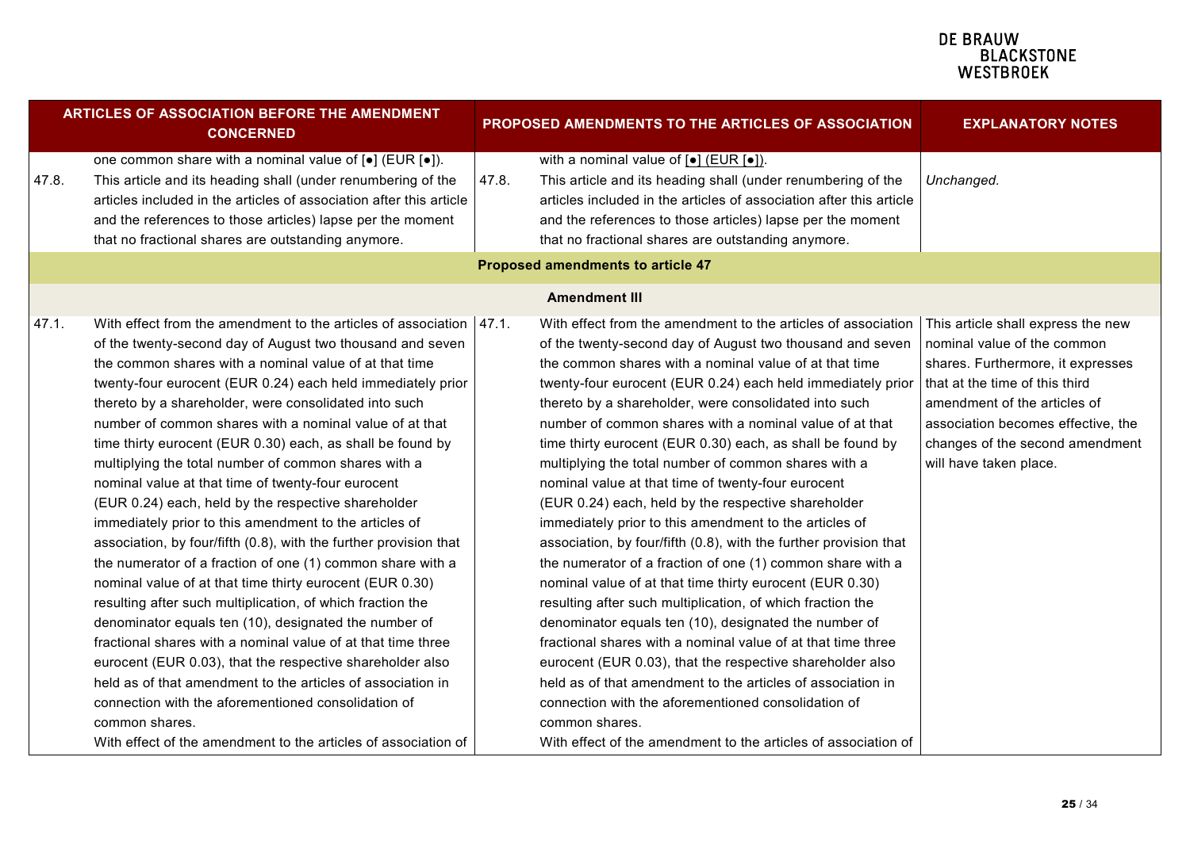| ARTICLES OF ASSOCIATION BEFORE THE AMENDMENT CONCERNED | | PROPOSED AMENDMENTS TO THE ARTICLES OF ASSOCIATION | | EXPLANATORY NOTES |
|---|---|---|---|---|
| | one common share with a nominal value of [●] (EUR [●]). | | with a nominal value of [●] (EUR [●]). | |
| 47.8. | This article and its heading shall (under renumbering of the articles included in the articles of association after this article and the references to those articles) lapse per the moment that no fractional shares are outstanding anymore. | 47.8. | This article and its heading shall (under renumbering of the articles included in the articles of association after this article and the references to those articles) lapse per the moment that no fractional shares are outstanding anymore. | *Unchanged.* |
| **Proposed amendments to article 47** | | | | |
| **Amendment III** | | | | |
| 47.1. | With effect from the amendment to the articles of association of the twenty-second day of August two thousand and seven the common shares with a nominal value of at that time twenty-four eurocent (EUR 0.24) each held immediately prior thereto by a shareholder, were consolidated into such number of common shares with a nominal value of at that time thirty eurocent (EUR 0.30) each, as shall be found by multiplying the total number of common shares with a nominal value at that time of twenty-four eurocent (EUR 0.24) each, held by the respective shareholder immediately prior to this amendment to the articles of association, by four/fifth (0.8), with the further provision that the numerator of a fraction of one (1) common share with a nominal value of at that time thirty eurocent (EUR 0.30) resulting after such multiplication, of which fraction the denominator equals ten (10), designated the number of fractional shares with a nominal value of at that time three eurocent (EUR 0.03), that the respective shareholder also held as of that amendment to the articles of association in connection with the aforementioned consolidation of common shares.<br>With effect of the amendment to the articles of association of | 47.1. | With effect from the amendment to the articles of association of the twenty-second day of August two thousand and seven the common shares with a nominal value of at that time twenty-four eurocent (EUR 0.24) each held immediately prior thereto by a shareholder, were consolidated into such number of common shares with a nominal value of at that time thirty eurocent (EUR 0.30) each, as shall be found by multiplying the total number of common shares with a nominal value at that time of twenty-four eurocent (EUR 0.24) each, held by the respective shareholder immediately prior to this amendment to the articles of association, by four/fifth (0.8), with the further provision that the numerator of a fraction of one (1) common share with a nominal value of at that time thirty eurocent (EUR 0.30) resulting after such multiplication, of which fraction the denominator equals ten (10), designated the number of fractional shares with a nominal value of at that time three eurocent (EUR 0.03), that the respective shareholder also held as of that amendment to the articles of association in connection with the aforementioned consolidation of common shares.<br>With effect of the amendment to the articles of association of | This article shall express the new nominal value of the common shares. Furthermore, it expresses that at the time of this third amendment of the articles of association becomes effective, the changes of the second amendment will have taken place. |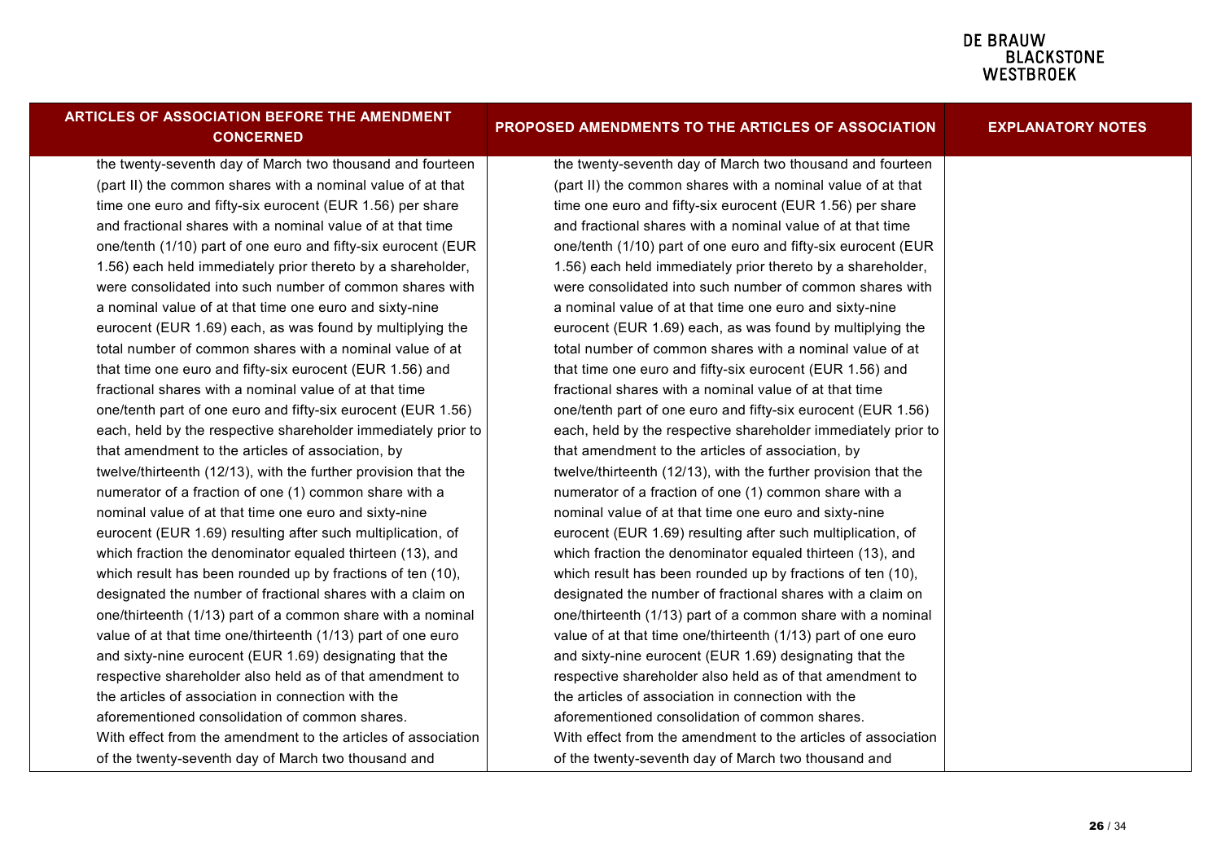| ARTICLES OF ASSOCIATION BEFORE THE AMENDMENT CONCERNED | PROPOSED AMENDMENTS TO THE ARTICLES OF ASSOCIATION | EXPLANATORY NOTES |
|---|---|---|
| the twenty-seventh day of March two thousand and fourteen (part II) the common shares with a nominal value of at that time one euro and fifty-six eurocent (EUR 1.56) per share and fractional shares with a nominal value of at that time one/tenth (1/10) part of one euro and fifty-six eurocent (EUR 1.56) each held immediately prior thereto by a shareholder, were consolidated into such number of common shares with a nominal value of at that time one euro and sixty-nine eurocent (EUR 1.69) each, as was found by multiplying the total number of common shares with a nominal value of at that time one euro and fifty-six eurocent (EUR 1.56) and fractional shares with a nominal value of at that time one/tenth part of one euro and fifty-six eurocent (EUR 1.56) each, held by the respective shareholder immediately prior to that amendment to the articles of association, by twelve/thirteenth (12/13), with the further provision that the numerator of a fraction of one (1) common share with a nominal value of at that time one euro and sixty-nine eurocent (EUR 1.69) resulting after such multiplication, of which fraction the denominator equaled thirteen (13), and which result has been rounded up by fractions of ten (10), designated the number of fractional shares with a claim on one/thirteenth (1/13) part of a common share with a nominal value of at that time one/thirteenth (1/13) part of one euro and sixty-nine eurocent (EUR 1.69) designating that the respective shareholder also held as of that amendment to the articles of association in connection with the aforementioned consolidation of common shares.<br>With effect from the amendment to the articles of association of the twenty-seventh day of March two thousand and | the twenty-seventh day of March two thousand and fourteen (part II) the common shares with a nominal value of at that time one euro and fifty-six eurocent (EUR 1.56) per share and fractional shares with a nominal value of at that time one/tenth (1/10) part of one euro and fifty-six eurocent (EUR 1.56) each held immediately prior thereto by a shareholder, were consolidated into such number of common shares with a nominal value of at that time one euro and sixty-nine eurocent (EUR 1.69) each, as was found by multiplying the total number of common shares with a nominal value of at that time one euro and fifty-six eurocent (EUR 1.56) and fractional shares with a nominal value of at that time one/tenth part of one euro and fifty-six eurocent (EUR 1.56) each, held by the respective shareholder immediately prior to that amendment to the articles of association, by twelve/thirteenth (12/13), with the further provision that the numerator of a fraction of one (1) common share with a nominal value of at that time one euro and sixty-nine eurocent (EUR 1.69) resulting after such multiplication, of which fraction the denominator equaled thirteen (13), and which result has been rounded up by fractions of ten (10), designated the number of fractional shares with a claim on one/thirteenth (1/13) part of a common share with a nominal value of at that time one/thirteenth (1/13) part of one euro and sixty-nine eurocent (EUR 1.69) designating that the respective shareholder also held as of that amendment to the articles of association in connection with the aforementioned consolidation of common shares.<br>With effect from the amendment to the articles of association of the twenty-seventh day of March two thousand and | |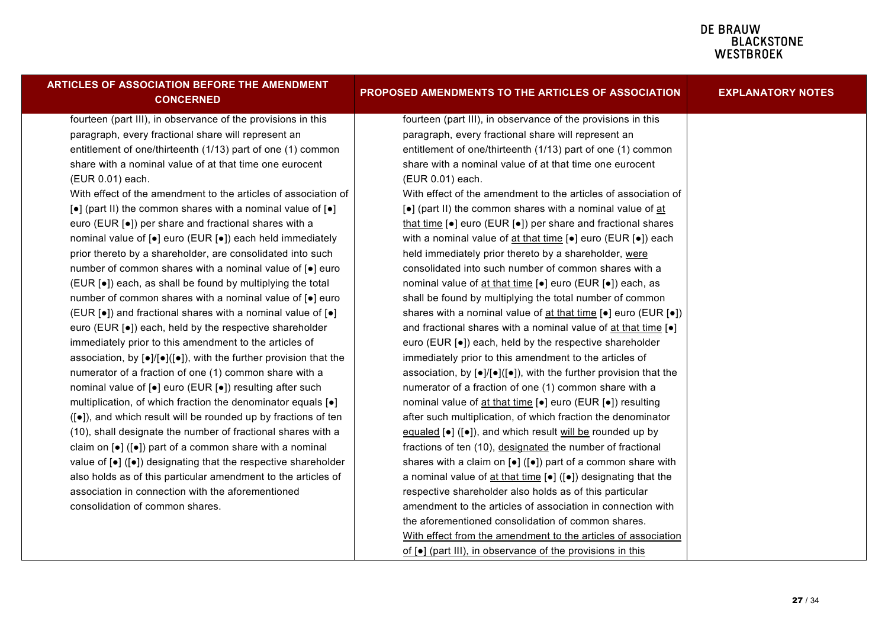| ARTICLES OF ASSOCIATION BEFORE THE AMENDMENT CONCERNED | PROPOSED AMENDMENTS TO THE ARTICLES OF ASSOCIATION | EXPLANATORY NOTES |
|---|---|---|
| fourteen (part III), in observance of the provisions in this paragraph, every fractional share will represent an entitlement of one/thirteenth (1/13) part of one (1) common share with a nominal value of at that time one eurocent (EUR 0.01) each.<br>With effect of the amendment to the articles of association of [●] (part II) the common shares with a nominal value of [●] euro (EUR [●]) per share and fractional shares with a nominal value of [●] euro (EUR [●]) each held immediately prior thereto by a shareholder, are consolidated into such number of common shares with a nominal value of [●] euro (EUR [●]) each, as shall be found by multiplying the total number of common shares with a nominal value of [●] euro (EUR [●]) and fractional shares with a nominal value of [●] euro (EUR [●]) each, held by the respective shareholder immediately prior to this amendment to the articles of association, by [●]/[●]([●]), with the further provision that the numerator of a fraction of one (1) common share with a nominal value of [●] euro (EUR [●]) resulting after such multiplication, of which fraction the denominator equals [●] ([●]), and which result will be rounded up by fractions of ten (10), shall designate the number of fractional shares with a claim on [●] ([●]) part of a common share with a nominal value of [●] ([●]) designating that the respective shareholder also holds as of this particular amendment to the articles of association in connection with the aforementioned consolidation of common shares. | fourteen (part III), in observance of the provisions in this paragraph, every fractional share will represent an entitlement of one/thirteenth (1/13) part of one (1) common share with a nominal value of at that time one eurocent (EUR 0.01) each.<br>With effect of the amendment to the articles of association of [●] (part II) the common shares with a nominal value of <u>at that time</u> [●] euro (EUR [●]) per share and fractional shares with a nominal value of <u>at that time</u> [●] euro (EUR [●]) each held immediately prior thereto by a shareholder, <u>were</u> consolidated into such number of common shares with a nominal value of <u>at that time</u> [●] euro (EUR [●]) each, as shall be found by multiplying the total number of common shares with a nominal value of <u>at that time</u> [●] euro (EUR [●]) and fractional shares with a nominal value of <u>at that time</u> [●] euro (EUR [●]) each, held by the respective shareholder immediately prior to this amendment to the articles of association, by [●]/[●]([●]), with the further provision that the numerator of a fraction of one (1) common share with a nominal value of <u>at that time</u> [●] euro (EUR [●]) resulting after such multiplication, of which fraction the denominator <u>equaled</u> [●] ([●]), and which result <u>will be</u> rounded up by fractions of ten (10), <u>designated</u> the number of fractional shares with a claim on [●] ([●]) part of a common share with a nominal value of <u>at that time</u> [●] ([●]) designating that the respective shareholder also holds as of this particular amendment to the articles of association in connection with the aforementioned consolidation of common shares.<br><u>With effect from the amendment to the articles of association of [●] (part III), in observance of the provisions in this</u> | |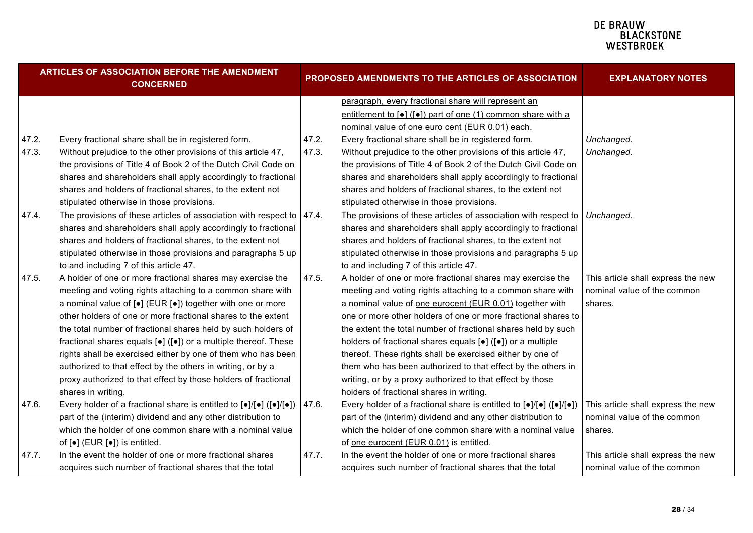| ARTICLES OF ASSOCIATION BEFORE THE AMENDMENT CONCERNED | | PROPOSED AMENDMENTS TO THE ARTICLES OF ASSOCIATION | | EXPLANATORY NOTES |
|---|---|---|---|---|
| | | | <u>paragraph, every fractional share will represent an entitlement to [●] ([●]) part of one (1) common share with a nominal value of one euro cent (EUR 0.01) each.</u> | |
| 47.2. | Every fractional share shall be in registered form. | 47.2. | Every fractional share shall be in registered form. | *Unchanged.* |
| 47.3. | Without prejudice to the other provisions of this article 47, the provisions of Title 4 of Book 2 of the Dutch Civil Code on shares and shareholders shall apply accordingly to fractional shares and holders of fractional shares, to the extent not stipulated otherwise in those provisions. | 47.3. | Without prejudice to the other provisions of this article 47, the provisions of Title 4 of Book 2 of the Dutch Civil Code on shares and shareholders shall apply accordingly to fractional shares and holders of fractional shares, to the extent not stipulated otherwise in those provisions. | *Unchanged.* |
| 47.4. | The provisions of these articles of association with respect to shares and shareholders shall apply accordingly to fractional shares and holders of fractional shares, to the extent not stipulated otherwise in those provisions and paragraphs 5 up to and including 7 of this article 47. | 47.4. | The provisions of these articles of association with respect to shares and shareholders shall apply accordingly to fractional shares and holders of fractional shares, to the extent not stipulated otherwise in those provisions and paragraphs 5 up to and including 7 of this article 47. | *Unchanged.* |
| 47.5. | A holder of one or more fractional shares may exercise the meeting and voting rights attaching to a common share with a nominal value of [●] (EUR [●]) together with one or more other holders of one or more fractional shares to the extent the total number of fractional shares held by such holders of fractional shares equals [●] ([●]) or a multiple thereof. These rights shall be exercised either by one of them who has been authorized to that effect by the others in writing, or by a proxy authorized to that effect by those holders of fractional shares in writing. | 47.5. | A holder of one or more fractional shares may exercise the meeting and voting rights attaching to a common share with a nominal value of <u>one eurocent (EUR 0.01)</u> together with one or more other holders of one or more fractional shares to the extent the total number of fractional shares held by such holders of fractional shares equals [●] ([●]) or a multiple thereof. These rights shall be exercised either by one of them who has been authorized to that effect by the others in writing, or by a proxy authorized to that effect by those holders of fractional shares in writing. | This article shall express the new nominal value of the common shares. |
| 47.6. | Every holder of a fractional share is entitled to [●]/[●] ([●]/[●]) part of the (interim) dividend and any other distribution to which the holder of one common share with a nominal value of [●] (EUR [●]) is entitled. | 47.6. | Every holder of a fractional share is entitled to [●]/[●] ([●]/[●]) part of the (interim) dividend and any other distribution to which the holder of one common share with a nominal value of <u>one eurocent (EUR 0.01)</u> is entitled. | This article shall express the new nominal value of the common shares. |
| 47.7. | In the event the holder of one or more fractional shares acquires such number of fractional shares that the total | 47.7. | In the event the holder of one or more fractional shares acquires such number of fractional shares that the total | This article shall express the new nominal value of the common |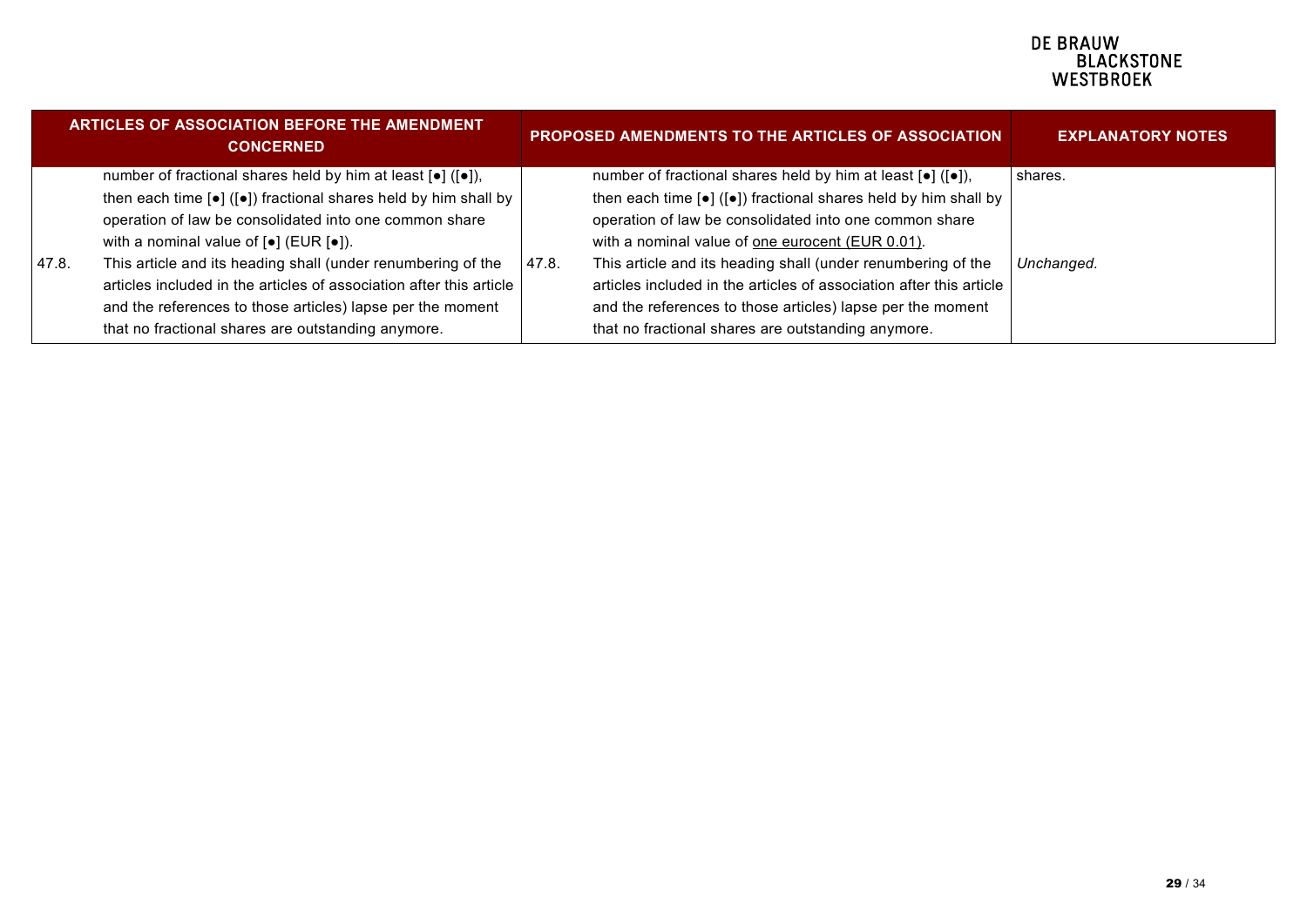| ARTICLES OF ASSOCIATION BEFORE THE AMENDMENT CONCERNED | | PROPOSED AMENDMENTS TO THE ARTICLES OF ASSOCIATION | | EXPLANATORY NOTES |
|---|---|---|---|---|
| | number of fractional shares held by him at least [●] ([●]), then each time [●] ([●]) fractional shares held by him shall by operation of law be consolidated into one common share with a nominal value of [●] (EUR [●]). | | number of fractional shares held by him at least [●] ([●]), then each time [●] ([●]) fractional shares held by him shall by operation of law be consolidated into one common share with a nominal value of <u>one eurocent (EUR 0.01)</u>. | shares. |
| 47.8. | This article and its heading shall (under renumbering of the articles included in the articles of association after this article and the references to those articles) lapse per the moment that no fractional shares are outstanding anymore. | 47.8. | This article and its heading shall (under renumbering of the articles included in the articles of association after this article and the references to those articles) lapse per the moment that no fractional shares are outstanding anymore. | *Unchanged.* |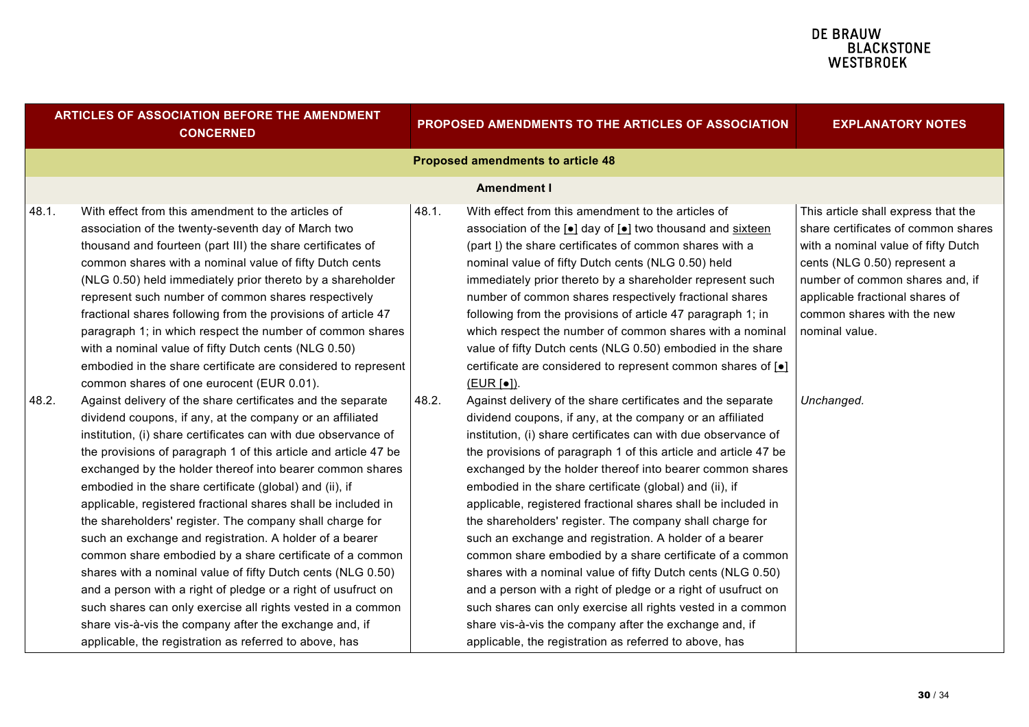| ARTICLES OF ASSOCIATION BEFORE THE AMENDMENT CONCERNED | PROPOSED AMENDMENTS TO THE ARTICLES OF ASSOCIATION | EXPLANATORY NOTES |
|---|---|---|
| **Proposed amendments to article 48** | | |
| **Amendment I** | | |
| 48.1. With effect from this amendment to the articles of association of the twenty-seventh day of March two thousand and fourteen (part III) the share certificates of common shares with a nominal value of fifty Dutch cents (NLG 0.50) held immediately prior thereto by a shareholder represent such number of common shares respectively fractional shares following from the provisions of article 47 paragraph 1; in which respect the number of common shares with a nominal value of fifty Dutch cents (NLG 0.50) embodied in the share certificate are considered to represent common shares of one eurocent (EUR 0.01). | 48.1. With effect from this amendment to the articles of association of the [●] day of [●] two thousand and sixteen (part I) the share certificates of common shares with a nominal value of fifty Dutch cents (NLG 0.50) held immediately prior thereto by a shareholder represent such number of common shares respectively fractional shares following from the provisions of article 47 paragraph 1; in which respect the number of common shares with a nominal value of fifty Dutch cents (NLG 0.50) embodied in the share certificate are considered to represent common shares of [●] (EUR [●]). | This article shall express that the share certificates of common shares with a nominal value of fifty Dutch cents (NLG 0.50) represent a number of common shares and, if applicable fractional shares of common shares with the new nominal value. |
| 48.2. Against delivery of the share certificates and the separate dividend coupons, if any, at the company or an affiliated institution, (i) share certificates can with due observance of the provisions of paragraph 1 of this article and article 47 be exchanged by the holder thereof into bearer common shares embodied in the share certificate (global) and (ii), if applicable, registered fractional shares shall be included in the shareholders' register. The company shall charge for such an exchange and registration. A holder of a bearer common share embodied by a share certificate of a common shares with a nominal value of fifty Dutch cents (NLG 0.50) and a person with a right of pledge or a right of usufruct on such shares can only exercise all rights vested in a common share vis-à-vis the company after the exchange and, if applicable, the registration as referred to above, has | 48.2. Against delivery of the share certificates and the separate dividend coupons, if any, at the company or an affiliated institution, (i) share certificates can with due observance of the provisions of paragraph 1 of this article and article 47 be exchanged by the holder thereof into bearer common shares embodied in the share certificate (global) and (ii), if applicable, registered fractional shares shall be included in the shareholders' register. The company shall charge for such an exchange and registration. A holder of a bearer common share embodied by a share certificate of a common shares with a nominal value of fifty Dutch cents (NLG 0.50) and a person with a right of pledge or a right of usufruct on such shares can only exercise all rights vested in a common share vis-à-vis the company after the exchange and, if applicable, the registration as referred to above, has | *Unchanged.* |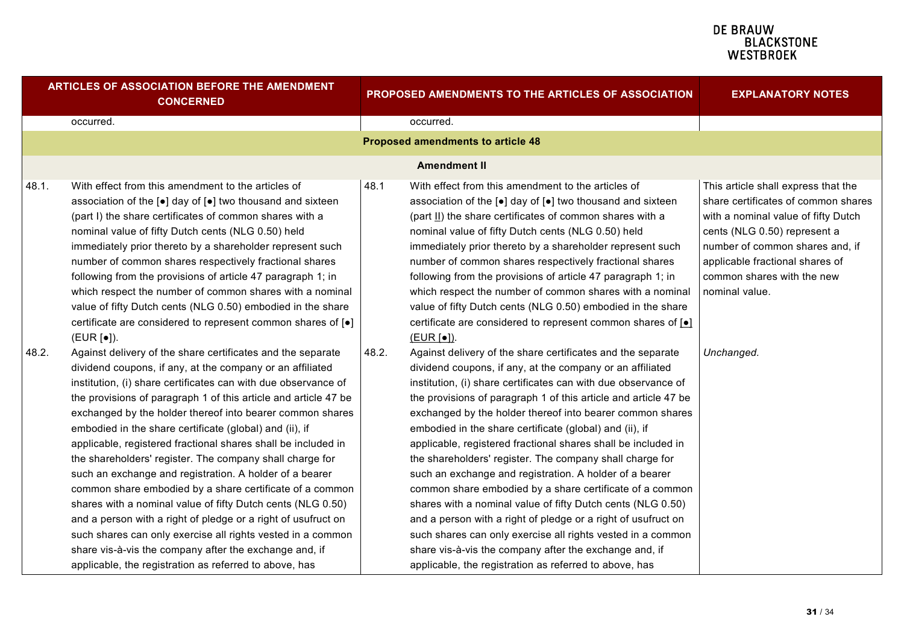| ARTICLES OF ASSOCIATION BEFORE THE AMENDMENT CONCERNED | PROPOSED AMENDMENTS TO THE ARTICLES OF ASSOCIATION | EXPLANATORY NOTES |
|---|---|---|
| occurred. | occurred. | |
| **Proposed amendments to article 48** | | |
| **Amendment II** | | |
| 48.1. With effect from this amendment to the articles of association of the [•] day of [•] two thousand and sixteen (part I) the share certificates of common shares with a nominal value of fifty Dutch cents (NLG 0.50) held immediately prior thereto by a shareholder represent such number of common shares respectively fractional shares following from the provisions of article 47 paragraph 1; in which respect the number of common shares with a nominal value of fifty Dutch cents (NLG 0.50) embodied in the share certificate are considered to represent common shares of [•] (EUR [•]). | 48.1 With effect from this amendment to the articles of association of the [•] day of [•] two thousand and sixteen (part <u>II</u>) the share certificates of common shares with a nominal value of fifty Dutch cents (NLG 0.50) held immediately prior thereto by a shareholder represent such number of common shares respectively fractional shares following from the provisions of article 47 paragraph 1; in which respect the number of common shares with a nominal value of fifty Dutch cents (NLG 0.50) embodied in the share certificate are considered to represent common shares of <u>[•] (EUR [•])</u>. | This article shall express that the share certificates of common shares with a nominal value of fifty Dutch cents (NLG 0.50) represent a number of common shares and, if applicable fractional shares of common shares with the new nominal value. |
| 48.2. Against delivery of the share certificates and the separate dividend coupons, if any, at the company or an affiliated institution, (i) share certificates can with due observance of the provisions of paragraph 1 of this article and article 47 be exchanged by the holder thereof into bearer common shares embodied in the share certificate (global) and (ii), if applicable, registered fractional shares shall be included in the shareholders' register. The company shall charge for such an exchange and registration. A holder of a bearer common share embodied by a share certificate of a common shares with a nominal value of fifty Dutch cents (NLG 0.50) and a person with a right of pledge or a right of usufruct on such shares can only exercise all rights vested in a common share vis-à-vis the company after the exchange and, if applicable, the registration as referred to above, has | 48.2. Against delivery of the share certificates and the separate dividend coupons, if any, at the company or an affiliated institution, (i) share certificates can with due observance of the provisions of paragraph 1 of this article and article 47 be exchanged by the holder thereof into bearer common shares embodied in the share certificate (global) and (ii), if applicable, registered fractional shares shall be included in the shareholders' register. The company shall charge for such an exchange and registration. A holder of a bearer common share embodied by a share certificate of a common shares with a nominal value of fifty Dutch cents (NLG 0.50) and a person with a right of pledge or a right of usufruct on such shares can only exercise all rights vested in a common share vis-à-vis the company after the exchange and, if applicable, the registration as referred to above, has | *Unchanged.* |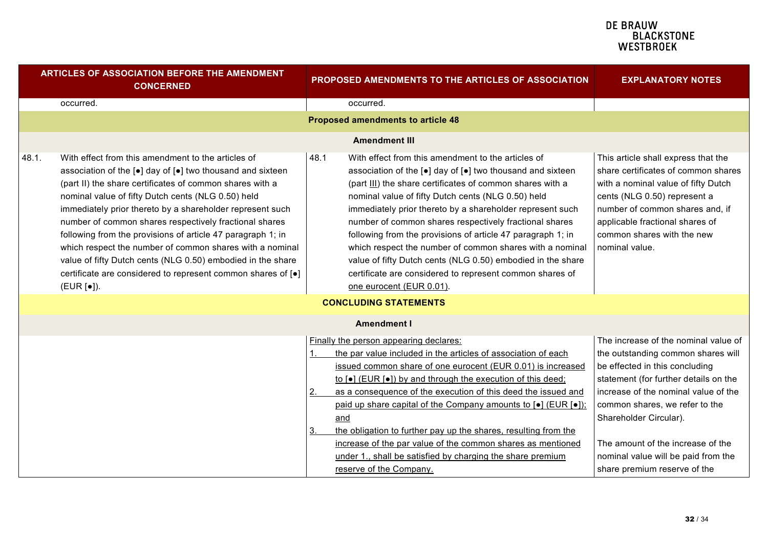| ARTICLES OF ASSOCIATION BEFORE THE AMENDMENT CONCERNED | PROPOSED AMENDMENTS TO THE ARTICLES OF ASSOCIATION | EXPLANATORY NOTES |
|---|---|---|
| occurred. | occurred. | |
| **Proposed amendments to article 48** | | |
| **Amendment III** | | |
| 48.1. With effect from this amendment to the articles of association of the [●] day of [●] two thousand and sixteen (part II) the share certificates of common shares with a nominal value of fifty Dutch cents (NLG 0.50) held immediately prior thereto by a shareholder represent such number of common shares respectively fractional shares following from the provisions of article 47 paragraph 1; in which respect the number of common shares with a nominal value of fifty Dutch cents (NLG 0.50) embodied in the share certificate are considered to represent common shares of [●] (EUR [●]). | 48.1 With effect from this amendment to the articles of association of the [●] day of [●] two thousand and sixteen (part <u>III</u>) the share certificates of common shares with a nominal value of fifty Dutch cents (NLG 0.50) held immediately prior thereto by a shareholder represent such number of common shares respectively fractional shares following from the provisions of article 47 paragraph 1; in which respect the number of common shares with a nominal value of fifty Dutch cents (NLG 0.50) embodied in the share certificate are considered to represent common shares of <u>one eurocent (EUR 0.01)</u>. | This article shall express that the share certificates of common shares with a nominal value of fifty Dutch cents (NLG 0.50) represent a number of common shares and, if applicable fractional shares of common shares with the new nominal value. |
| **CONCLUDING STATEMENTS** | | |
| **Amendment I** | | |
| | <u>Finally the person appearing declares:</u><br><u>1. the par value included in the articles of association of each issued common share of one eurocent (EUR 0.01) is increased to [●] (EUR [●]) by and through the execution of this deed;</u><br><u>2. as a consequence of the execution of this deed the issued and paid up share capital of the Company amounts to [●] (EUR [●]); and</u><br><u>3. the obligation to further pay up the shares, resulting from the increase of the par value of the common shares as mentioned under 1., shall be satisfied by charging the share premium reserve of the Company.</u> | The increase of the nominal value of the outstanding common shares will be effected in this concluding statement (for further details on the increase of the nominal value of the common shares, we refer to the Shareholder Circular).<br><br>The amount of the increase of the nominal value will be paid from the share premium reserve of the |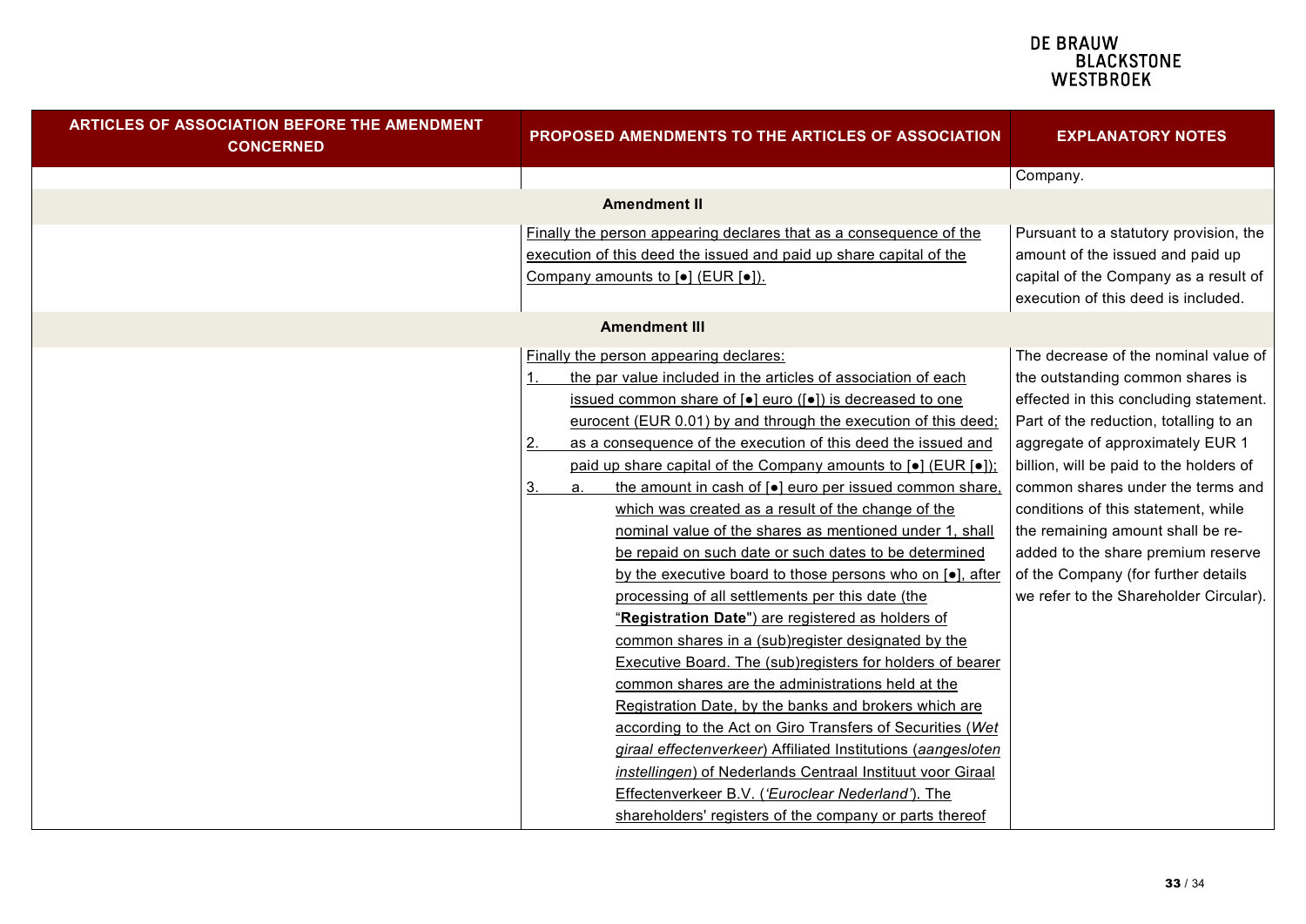| ARTICLES OF ASSOCIATION BEFORE THE AMENDMENT CONCERNED | PROPOSED AMENDMENTS TO THE ARTICLES OF ASSOCIATION | EXPLANATORY NOTES |
|---|---|---|
| | | Company. |
| | **Amendment II** | |
| | Finally the person appearing declares that as a consequence of the execution of this deed the issued and paid up share capital of the Company amounts to [●] (EUR [●]). | Pursuant to a statutory provision, the amount of the issued and paid up capital of the Company as a result of execution of this deed is included. |
| | **Amendment III** | |
| | Finally the person appearing declares:<br>1. the par value included in the articles of association of each issued common share of [●] euro ([●]) is decreased to one eurocent (EUR 0.01) by and through the execution of this deed;<br>2. as a consequence of the execution of this deed the issued and paid up share capital of the Company amounts to [●] (EUR [●]);<br>3. a. the amount in cash of [●] euro per issued common share, which was created as a result of the change of the nominal value of the shares as mentioned under 1, shall be repaid on such date or such dates to be determined by the executive board to those persons who on [●], after processing of all settlements per this date (the "**Registration Date**") are registered as holders of common shares in a (sub)register designated by the Executive Board. The (sub)registers for holders of bearer common shares are the administrations held at the Registration Date, by the banks and brokers which are according to the Act on Giro Transfers of Securities (*Wet giraal effectenverkeer*) Affiliated Institutions (*aangesloten instellingen*) of Nederlands Centraal Instituut voor Giraal Effectenverkeer B.V. (*'Euroclear Nederland'*). The shareholders' registers of the company or parts thereof | The decrease of the nominal value of the outstanding common shares is effected in this concluding statement. Part of the reduction, totalling to an aggregate of approximately EUR 1 billion, will be paid to the holders of common shares under the terms and conditions of this statement, while the remaining amount shall be re-added to the share premium reserve of the Company (for further details we refer to the Shareholder Circular). |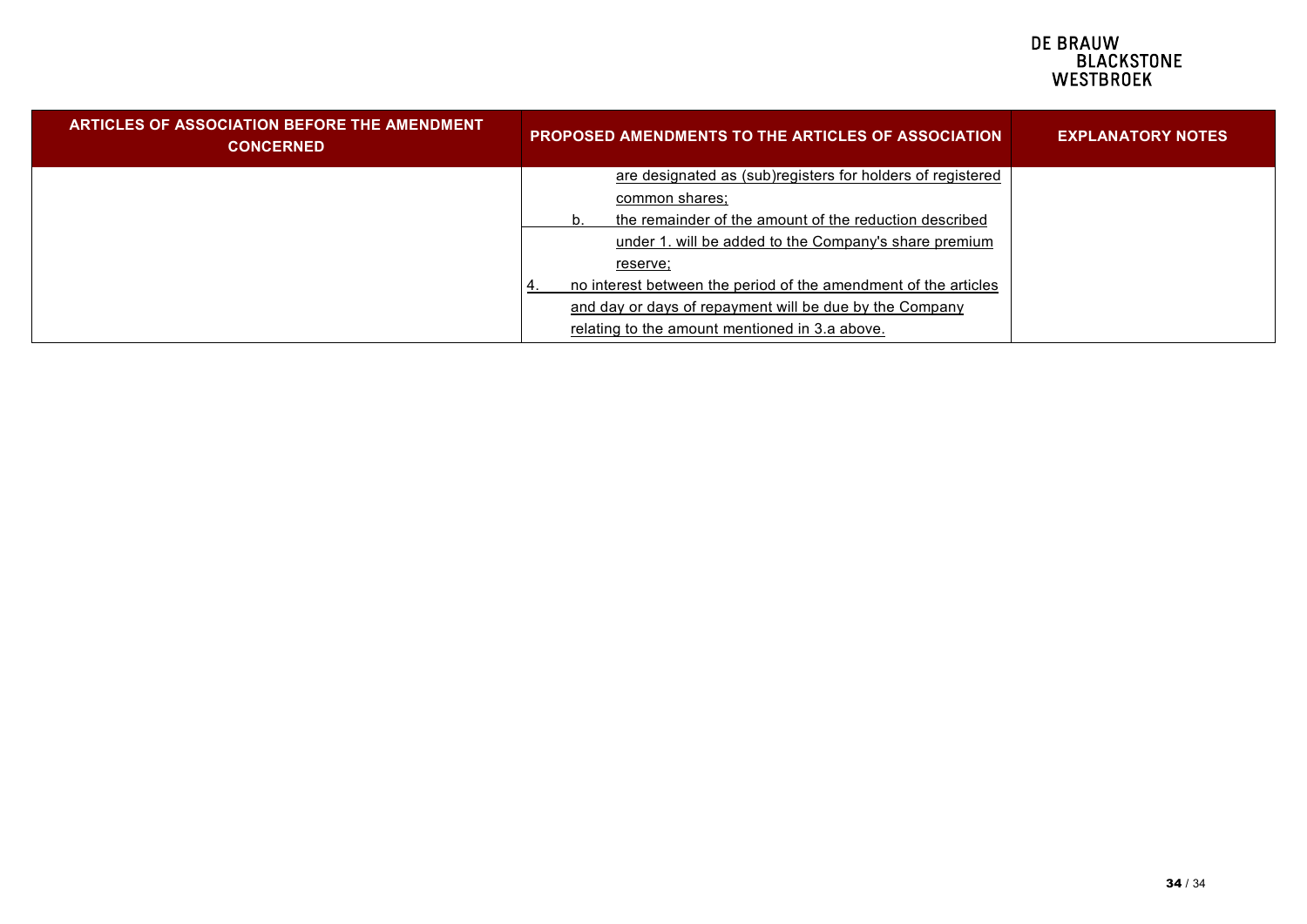| ARTICLES OF ASSOCIATION BEFORE THE AMENDMENT CONCERNED | PROPOSED AMENDMENTS TO THE ARTICLES OF ASSOCIATION | EXPLANATORY NOTES |
|---|---|---|
| | are designated as (sub)registers for holders of registered common shares;<br>b. the remainder of the amount of the reduction described under 1. will be added to the Company's share premium reserve;<br>4. no interest between the period of the amendment of the articles and day or days of repayment will be due by the Company relating to the amount mentioned in 3.a above. | |